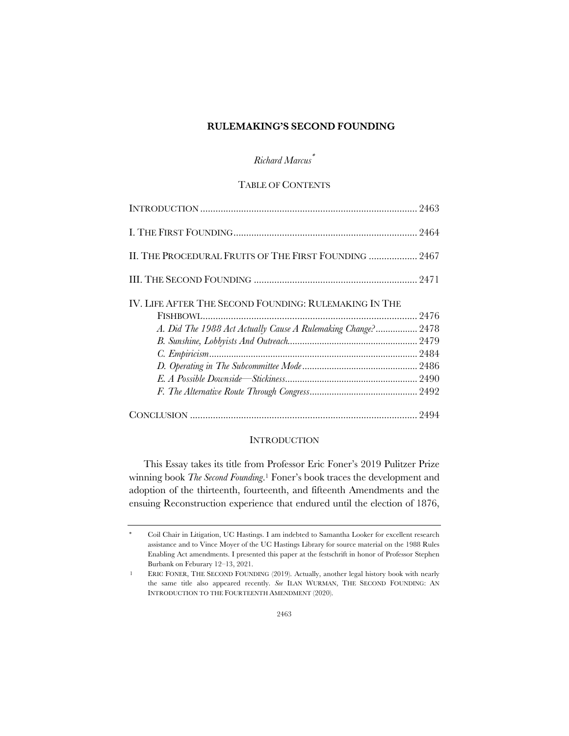# RULEMAKING'S SECOND FOUNDING

*Richard Marcus*[*]

TABLE OF CONTENTS

INTRODUCTION .................................................................................... 2463

I. THE FIRST FOUNDING ....................................................................... 2464

II. THE PROCEDURAL FRUITS OF THE FIRST FOUNDING ................... 2467

III. THE SECOND FOUNDING ................................................................ 2471

IV. LIFE AFTER THE SECOND FOUNDING: RULEMAKING IN THE FISHBOWL .................................................................................... 2476

*A. Did The 1988 Act Actually Cause A Rulemaking Change?* ................. 2478

*B. Sunshine, Lobbyists And Outreach* .................................................... 2479

*C. Empiricism* .................................................................................... 2484

*D. Operating in The Subcommittee Mode* .............................................. 2486

*E. A Possible Downside—Stickiness* ..................................................... 2490

*F. The Alternative Route Through Congress* ........................................... 2492

CONCLUSION ........................................................................................ 2494

## INTRODUCTION

This Essay takes its title from Professor Eric Foner's 2019 Pulitzer Prize winning book *The Second Founding*.[1] Foner's book traces the development and adoption of the thirteenth, fourteenth, and fifteenth Amendments and the ensuing Reconstruction experience that endured until the election of 1876,

---

[*] Coil Chair in Litigation, UC Hastings. I am indebted to Samantha Looker for excellent research assistance and to Vince Moyer of the UC Hastings Library for source material on the 1988 Rules Enabling Act amendments. I presented this paper at the festschrift in honor of Professor Stephen Burbank on Feburary 12–13, 2021.

[1] ERIC FONER, THE SECOND FOUNDING (2019). Actually, another legal history book with nearly the same title also appeared recently. *See* ILAN WURMAN, THE SECOND FOUNDING: AN INTRODUCTION TO THE FOURTEENTH AMENDMENT (2020).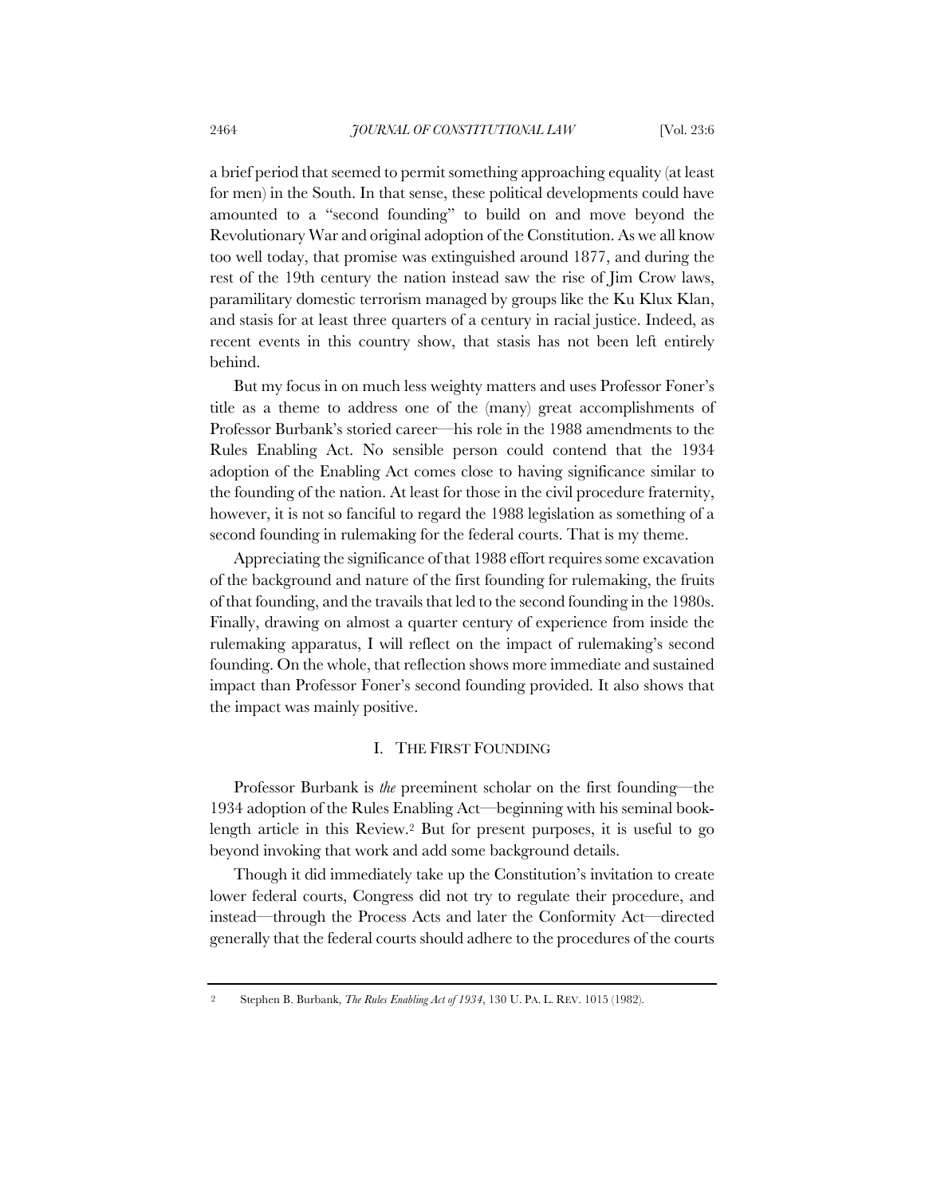a brief period that seemed to permit something approaching equality (at least for men) in the South. In that sense, these political developments could have amounted to a "second founding" to build on and move beyond the Revolutionary War and original adoption of the Constitution. As we all know too well today, that promise was extinguished around 1877, and during the rest of the 19th century the nation instead saw the rise of Jim Crow laws, paramilitary domestic terrorism managed by groups like the Ku Klux Klan, and stasis for at least three quarters of a century in racial justice. Indeed, as recent events in this country show, that stasis has not been left entirely behind.

But my focus in on much less weighty matters and uses Professor Foner's title as a theme to address one of the (many) great accomplishments of Professor Burbank's storied career—his role in the 1988 amendments to the Rules Enabling Act. No sensible person could contend that the 1934 adoption of the Enabling Act comes close to having significance similar to the founding of the nation. At least for those in the civil procedure fraternity, however, it is not so fanciful to regard the 1988 legislation as something of a second founding in rulemaking for the federal courts. That is my theme.

Appreciating the significance of that 1988 effort requires some excavation of the background and nature of the first founding for rulemaking, the fruits of that founding, and the travails that led to the second founding in the 1980s. Finally, drawing on almost a quarter century of experience from inside the rulemaking apparatus, I will reflect on the impact of rulemaking's second founding. On the whole, that reflection shows more immediate and sustained impact than Professor Foner's second founding provided. It also shows that the impact was mainly positive.

## I. THE FIRST FOUNDING

Professor Burbank is *the* preeminent scholar on the first founding—the 1934 adoption of the Rules Enabling Act—beginning with his seminal book-length article in this Review.[2] But for present purposes, it is useful to go beyond invoking that work and add some background details.

Though it did immediately take up the Constitution's invitation to create lower federal courts, Congress did not try to regulate their procedure, and instead—through the Process Acts and later the Conformity Act—directed generally that the federal courts should adhere to the procedures of the courts

[2] Stephen B. Burbank, *The Rules Enabling Act of 1934*, 130 U. PA. L. REV. 1015 (1982).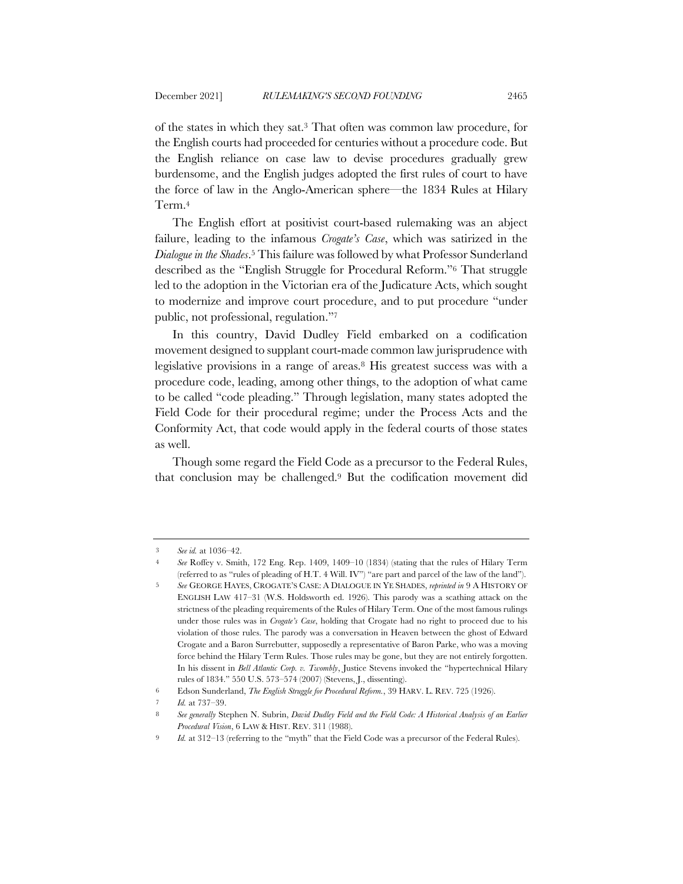of the states in which they sat.[3] That often was common law procedure, for the English courts had proceeded for centuries without a procedure code. But the English reliance on case law to devise procedures gradually grew burdensome, and the English judges adopted the first rules of court to have the force of law in the Anglo-American sphere—the 1834 Rules at Hilary Term.[4]

The English effort at positivist court-based rulemaking was an abject failure, leading to the infamous *Crogate's Case*, which was satirized in the *Dialogue in the Shades*.[5] This failure was followed by what Professor Sunderland described as the "English Struggle for Procedural Reform."[6] That struggle led to the adoption in the Victorian era of the Judicature Acts, which sought to modernize and improve court procedure, and to put procedure "under public, not professional, regulation."[7]

In this country, David Dudley Field embarked on a codification movement designed to supplant court-made common law jurisprudence with legislative provisions in a range of areas.[8] His greatest success was with a procedure code, leading, among other things, to the adoption of what came to be called "code pleading." Through legislation, many states adopted the Field Code for their procedural regime; under the Process Acts and the Conformity Act, that code would apply in the federal courts of those states as well.

Though some regard the Field Code as a precursor to the Federal Rules, that conclusion may be challenged.[9] But the codification movement did

---

3 *See id.* at 1036–42.

4 *See* Roffey v. Smith, 172 Eng. Rep. 1409, 1409–10 (1834) (stating that the rules of Hilary Term (referred to as "rules of pleading of H.T. 4 Will. IV") "are part and parcel of the law of the land").

5 *See* GEORGE HAYES, CROGATE'S CASE: A DIALOGUE IN YE SHADES, *reprinted in* 9 A HISTORY OF ENGLISH LAW 417–31 (W.S. Holdsworth ed. 1926). This parody was a scathing attack on the strictness of the pleading requirements of the Rules of Hilary Term. One of the most famous rulings under those rules was in *Crogate's Case*, holding that Crogate had no right to proceed due to his violation of those rules. The parody was a conversation in Heaven between the ghost of Edward Crogate and a Baron Surrebutter, supposedly a representative of Baron Parke, who was a moving force behind the Hilary Term Rules. Those rules may be gone, but they are not entirely forgotten. In his dissent in *Bell Atlantic Corp. v. Twombly*, Justice Stevens invoked the "hypertechnical Hilary rules of 1834." 550 U.S. 573–574 (2007) (Stevens, J., dissenting).

6 Edson Sunderland, *The English Struggle for Procedural Reform.*, 39 HARV. L. REV. 725 (1926).

7 *Id.* at 737–39.

8 *See generally* Stephen N. Subrin, *David Dudley Field and the Field Code: A Historical Analysis of an Earlier Procedural Vision*, 6 LAW & HIST. REV. 311 (1988).

9 *Id.* at 312–13 (referring to the "myth" that the Field Code was a precursor of the Federal Rules).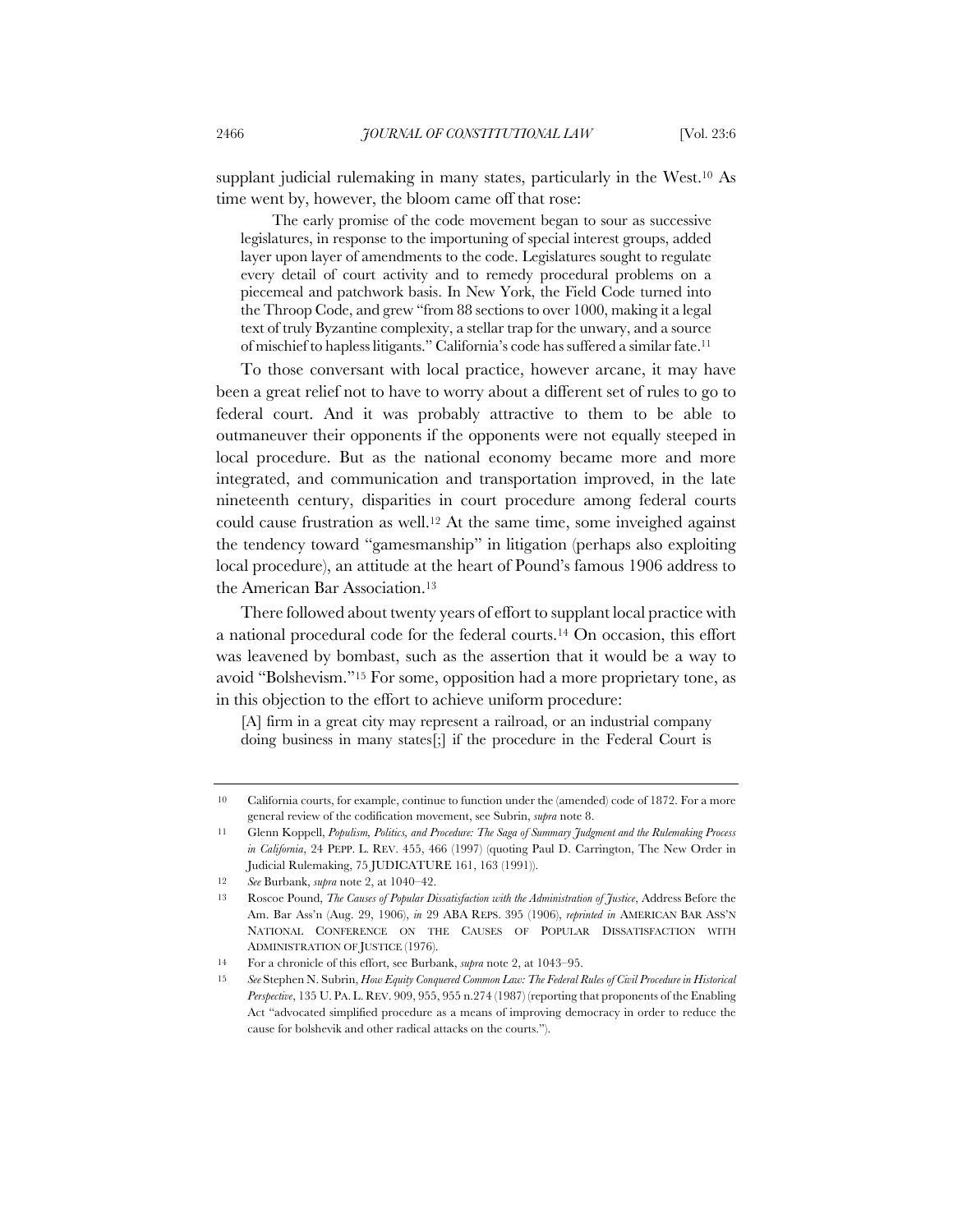supplant judicial rulemaking in many states, particularly in the West.[10] As time went by, however, the bloom came off that rose:

> The early promise of the code movement began to sour as successive legislatures, in response to the importuning of special interest groups, added layer upon layer of amendments to the code. Legislatures sought to regulate every detail of court activity and to remedy procedural problems on a piecemeal and patchwork basis. In New York, the Field Code turned into the Throop Code, and grew "from 88 sections to over 1000, making it a legal text of truly Byzantine complexity, a stellar trap for the unwary, and a source of mischief to hapless litigants." California's code has suffered a similar fate.[11]

To those conversant with local practice, however arcane, it may have been a great relief not to have to worry about a different set of rules to go to federal court. And it was probably attractive to them to be able to outmaneuver their opponents if the opponents were not equally steeped in local procedure. But as the national economy became more and more integrated, and communication and transportation improved, in the late nineteenth century, disparities in court procedure among federal courts could cause frustration as well.[12] At the same time, some inveighed against the tendency toward "gamesmanship" in litigation (perhaps also exploiting local procedure), an attitude at the heart of Pound's famous 1906 address to the American Bar Association.[13]

There followed about twenty years of effort to supplant local practice with a national procedural code for the federal courts.[14] On occasion, this effort was leavened by bombast, such as the assertion that it would be a way to avoid "Bolshevism."[15] For some, opposition had a more proprietary tone, as in this objection to the effort to achieve uniform procedure:

> [A] firm in a great city may represent a railroad, or an industrial company doing business in many states[;] if the procedure in the Federal Court is

---

10 California courts, for example, continue to function under the (amended) code of 1872. For a more general review of the codification movement, see Subrin, *supra* note 8.

11 Glenn Koppell, *Populism, Politics, and Procedure: The Saga of Summary Judgment and the Rulemaking Process in California*, 24 PEPP. L. REV. 455, 466 (1997) (quoting Paul D. Carrington, The New Order in Judicial Rulemaking, 75 JUDICATURE 161, 163 (1991)).

12 *See* Burbank, *supra* note 2, at 1040–42.

13 Roscoe Pound, *The Causes of Popular Dissatisfaction with the Administration of Justice*, Address Before the Am. Bar Ass'n (Aug. 29, 1906), *in* 29 ABA REPS. 395 (1906), *reprinted in* AMERICAN BAR ASS'N NATIONAL CONFERENCE ON THE CAUSES OF POPULAR DISSATISFACTION WITH ADMINISTRATION OF JUSTICE (1976).

14 For a chronicle of this effort, see Burbank, *supra* note 2, at 1043–95.

15 *See* Stephen N. Subrin, *How Equity Conquered Common Law: The Federal Rules of Civil Procedure in Historical Perspective*, 135 U. PA. L. REV. 909, 955, 955 n.274 (1987) (reporting that proponents of the Enabling Act "advocated simplified procedure as a means of improving democracy in order to reduce the cause for bolshevik and other radical attacks on the courts.").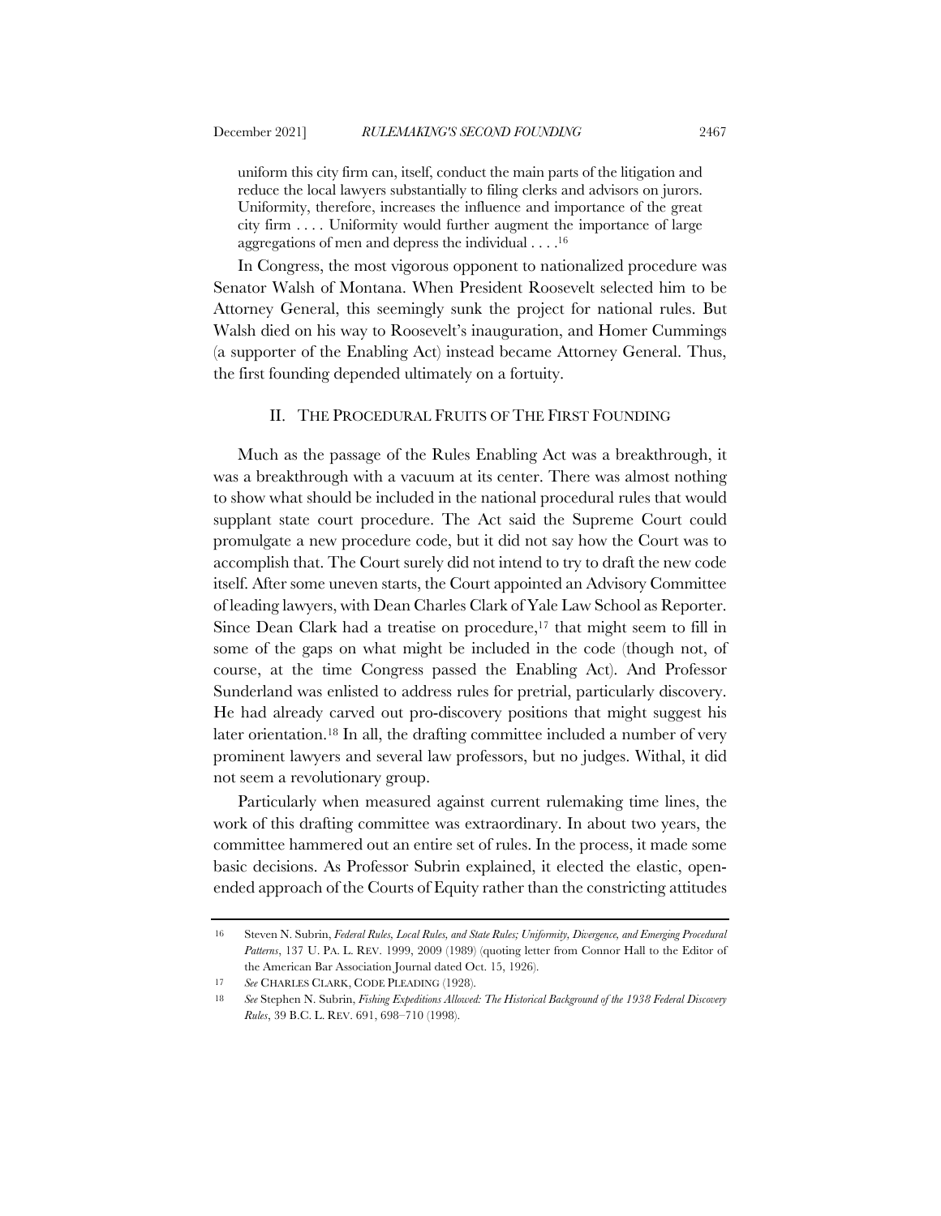> uniform this city firm can, itself, conduct the main parts of the litigation and reduce the local lawyers substantially to filing clerks and advisors on jurors. Uniformity, therefore, increases the influence and importance of the great city firm . . . . Uniformity would further augment the importance of large aggregations of men and depress the individual . . . .[16]

In Congress, the most vigorous opponent to nationalized procedure was Senator Walsh of Montana. When President Roosevelt selected him to be Attorney General, this seemingly sunk the project for national rules. But Walsh died on his way to Roosevelt's inauguration, and Homer Cummings (a supporter of the Enabling Act) instead became Attorney General. Thus, the first founding depended ultimately on a fortuity.

## II. The Procedural Fruits of The First Founding

Much as the passage of the Rules Enabling Act was a breakthrough, it was a breakthrough with a vacuum at its center. There was almost nothing to show what should be included in the national procedural rules that would supplant state court procedure. The Act said the Supreme Court could promulgate a new procedure code, but it did not say how the Court was to accomplish that. The Court surely did not intend to try to draft the new code itself. After some uneven starts, the Court appointed an Advisory Committee of leading lawyers, with Dean Charles Clark of Yale Law School as Reporter. Since Dean Clark had a treatise on procedure,[17] that might seem to fill in some of the gaps on what might be included in the code (though not, of course, at the time Congress passed the Enabling Act). And Professor Sunderland was enlisted to address rules for pretrial, particularly discovery. He had already carved out pro-discovery positions that might suggest his later orientation.[18] In all, the drafting committee included a number of very prominent lawyers and several law professors, but no judges. Withal, it did not seem a revolutionary group.

Particularly when measured against current rulemaking time lines, the work of this drafting committee was extraordinary. In about two years, the committee hammered out an entire set of rules. In the process, it made some basic decisions. As Professor Subrin explained, it elected the elastic, open-ended approach of the Courts of Equity rather than the constricting attitudes

---

16 Steven N. Subrin, *Federal Rules, Local Rules, and State Rules; Uniformity, Divergence, and Emerging Procedural Patterns*, 137 U. PA. L. REV. 1999, 2009 (1989) (quoting letter from Connor Hall to the Editor of the American Bar Association Journal dated Oct. 15, 1926).

17 *See* CHARLES CLARK, CODE PLEADING (1928).

18 *See* Stephen N. Subrin, *Fishing Expeditions Allowed: The Historical Background of the 1938 Federal Discovery Rules*, 39 B.C. L. REV. 691, 698–710 (1998).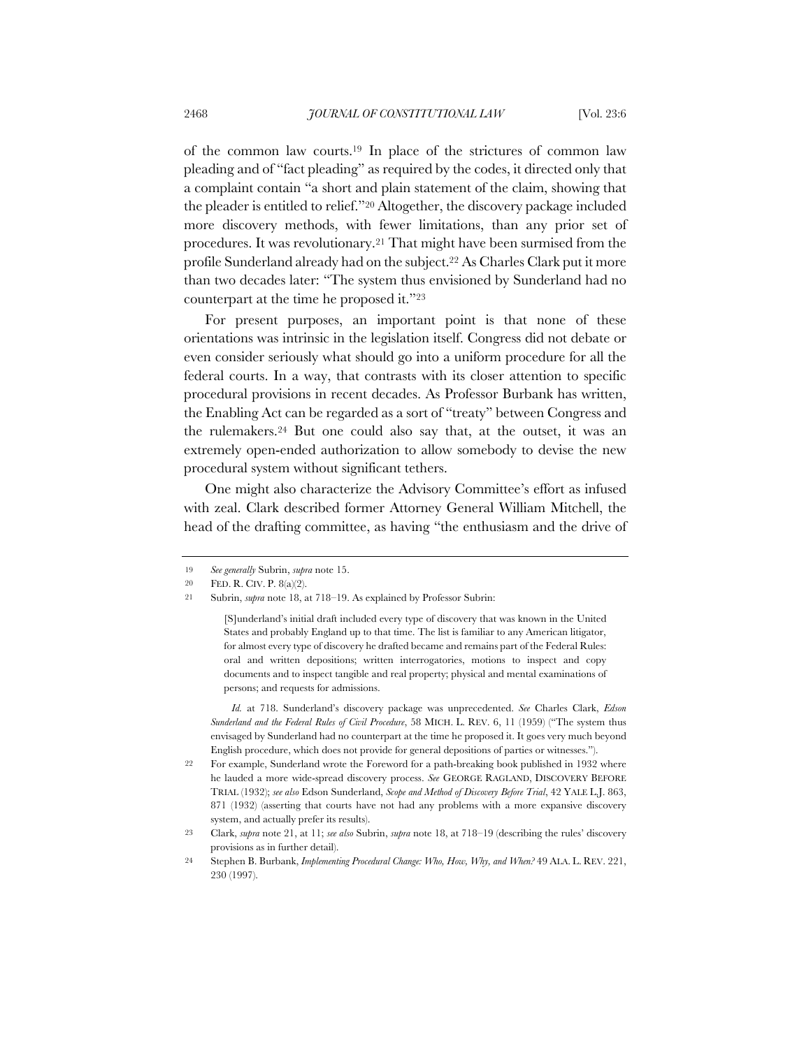of the common law courts.[19] In place of the strictures of common law pleading and of "fact pleading" as required by the codes, it directed only that a complaint contain "a short and plain statement of the claim, showing that the pleader is entitled to relief."[20] Altogether, the discovery package included more discovery methods, with fewer limitations, than any prior set of procedures. It was revolutionary.[21] That might have been surmised from the profile Sunderland already had on the subject.[22] As Charles Clark put it more than two decades later: "The system thus envisioned by Sunderland had no counterpart at the time he proposed it."[23]

For present purposes, an important point is that none of these orientations was intrinsic in the legislation itself. Congress did not debate or even consider seriously what should go into a uniform procedure for all the federal courts. In a way, that contrasts with its closer attention to specific procedural provisions in recent decades. As Professor Burbank has written, the Enabling Act can be regarded as a sort of "treaty" between Congress and the rulemakers.[24] But one could also say that, at the outset, it was an extremely open-ended authorization to allow somebody to devise the new procedural system without significant tethers.

One might also characterize the Advisory Committee's effort as infused with zeal. Clark described former Attorney General William Mitchell, the head of the drafting committee, as having "the enthusiasm and the drive of

---

19 *See generally* Subrin, *supra* note 15.

20 FED. R. CIV. P. 8(a)(2).

21 Subrin, *supra* note 18, at 718–19. As explained by Professor Subrin:

> [S]underland's initial draft included every type of discovery that was known in the United States and probably England up to that time. The list is familiar to any American litigator, for almost every type of discovery he drafted became and remains part of the Federal Rules: oral and written depositions; written interrogatories, motions to inspect and copy documents and to inspect tangible and real property; physical and mental examinations of persons; and requests for admissions.

*Id.* at 718. Sunderland's discovery package was unprecedented. *See* Charles Clark, *Edson Sunderland and the Federal Rules of Civil Procedure*, 58 MICH. L. REV. 6, 11 (1959) ("The system thus envisaged by Sunderland had no counterpart at the time he proposed it. It goes very much beyond English procedure, which does not provide for general depositions of parties or witnesses.").

22 For example, Sunderland wrote the Foreword for a path-breaking book published in 1932 where he lauded a more wide-spread discovery process. *See* GEORGE RAGLAND, DISCOVERY BEFORE TRIAL (1932); *see also* Edson Sunderland, *Scope and Method of Discovery Before Trial*, 42 YALE L.J. 863, 871 (1932) (asserting that courts have not had any problems with a more expansive discovery system, and actually prefer its results).

23 Clark, *supra* note 21, at 11; *see also* Subrin, *supra* note 18, at 718–19 (describing the rules' discovery provisions as in further detail).

24 Stephen B. Burbank, *Implementing Procedural Change: Who, How, Why, and When?* 49 ALA. L. REV. 221, 230 (1997).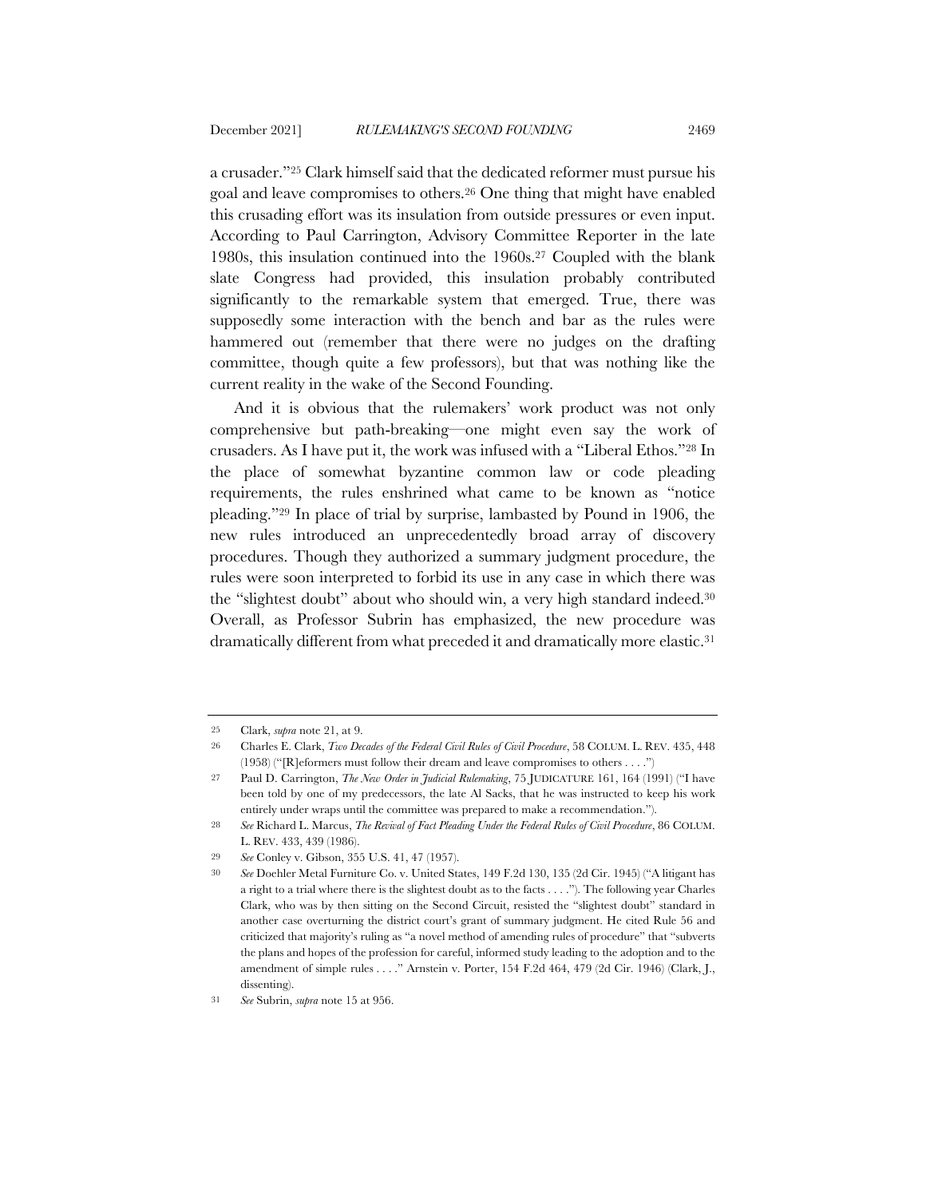a crusader."[25] Clark himself said that the dedicated reformer must pursue his goal and leave compromises to others.[26] One thing that might have enabled this crusading effort was its insulation from outside pressures or even input. According to Paul Carrington, Advisory Committee Reporter in the late 1980s, this insulation continued into the 1960s.[27] Coupled with the blank slate Congress had provided, this insulation probably contributed significantly to the remarkable system that emerged. True, there was supposedly some interaction with the bench and bar as the rules were hammered out (remember that there were no judges on the drafting committee, though quite a few professors), but that was nothing like the current reality in the wake of the Second Founding.

And it is obvious that the rulemakers' work product was not only comprehensive but path-breaking—one might even say the work of crusaders. As I have put it, the work was infused with a "Liberal Ethos."[28] In the place of somewhat byzantine common law or code pleading requirements, the rules enshrined what came to be known as "notice pleading."[29] In place of trial by surprise, lambasted by Pound in 1906, the new rules introduced an unprecedentedly broad array of discovery procedures. Though they authorized a summary judgment procedure, the rules were soon interpreted to forbid its use in any case in which there was the "slightest doubt" about who should win, a very high standard indeed.[30] Overall, as Professor Subrin has emphasized, the new procedure was dramatically different from what preceded it and dramatically more elastic.[31]

---

25 Clark, *supra* note 21, at 9.

26 Charles E. Clark, *Two Decades of the Federal Civil Rules of Civil Procedure*, 58 COLUM. L. REV. 435, 448 (1958) ("[R]eformers must follow their dream and leave compromises to others . . . .")

27 Paul D. Carrington, *The New Order in Judicial Rulemaking*, 75 JUDICATURE 161, 164 (1991) ("I have been told by one of my predecessors, the late Al Sacks, that he was instructed to keep his work entirely under wraps until the committee was prepared to make a recommendation.").

28 *See* Richard L. Marcus, *The Revival of Fact Pleading Under the Federal Rules of Civil Procedure*, 86 COLUM. L. REV. 433, 439 (1986).

29 *See* Conley v. Gibson, 355 U.S. 41, 47 (1957).

30 *See* Doehler Metal Furniture Co. v. United States, 149 F.2d 130, 135 (2d Cir. 1945) ("A litigant has a right to a trial where there is the slightest doubt as to the facts . . . ."). The following year Charles Clark, who was by then sitting on the Second Circuit, resisted the "slightest doubt" standard in another case overturning the district court's grant of summary judgment. He cited Rule 56 and criticized that majority's ruling as "a novel method of amending rules of procedure" that "subverts the plans and hopes of the profession for careful, informed study leading to the adoption and to the amendment of simple rules . . . ." Arnstein v. Porter, 154 F.2d 464, 479 (2d Cir. 1946) (Clark, J., dissenting).

31 *See* Subrin, *supra* note 15 at 956.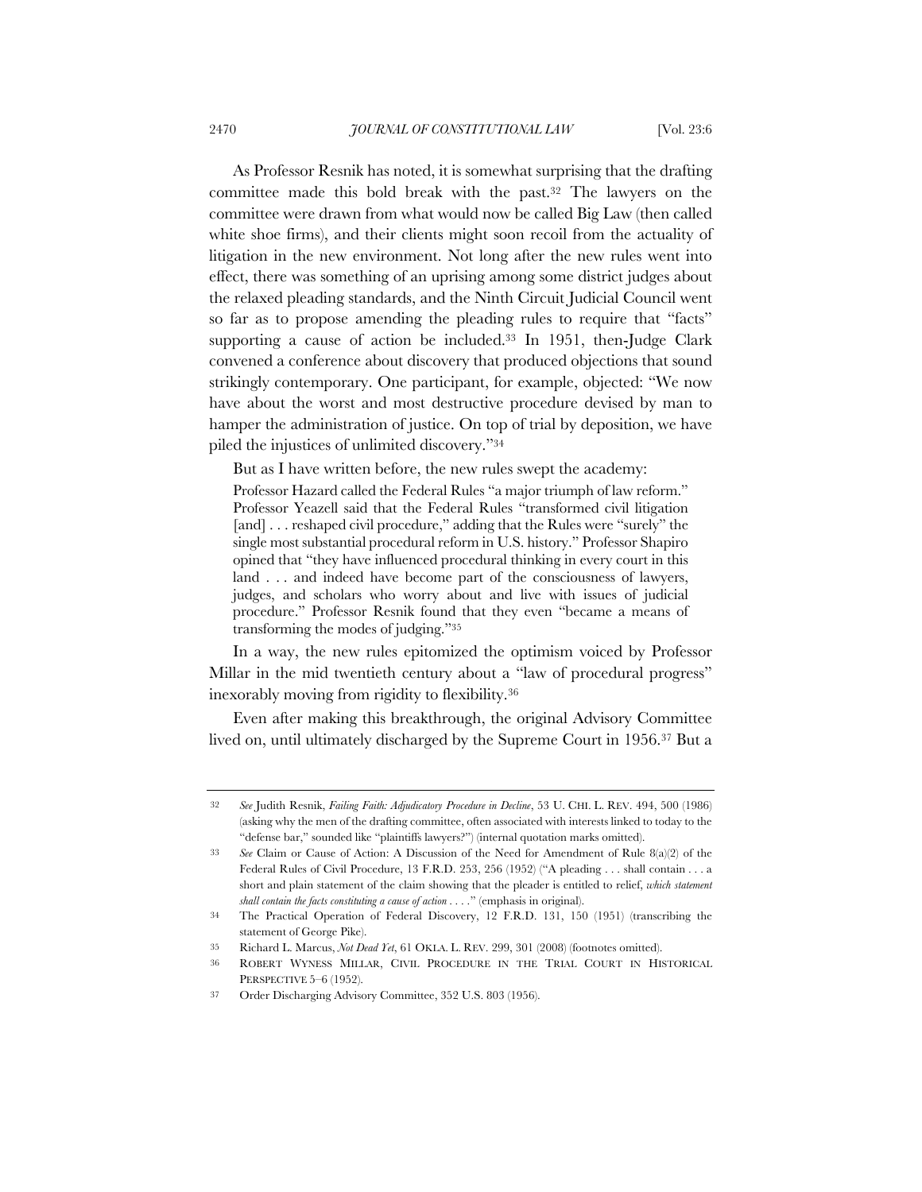As Professor Resnik has noted, it is somewhat surprising that the drafting committee made this bold break with the past.[32] The lawyers on the committee were drawn from what would now be called Big Law (then called white shoe firms), and their clients might soon recoil from the actuality of litigation in the new environment. Not long after the new rules went into effect, there was something of an uprising among some district judges about the relaxed pleading standards, and the Ninth Circuit Judicial Council went so far as to propose amending the pleading rules to require that "facts" supporting a cause of action be included.[33] In 1951, then-Judge Clark convened a conference about discovery that produced objections that sound strikingly contemporary. One participant, for example, objected: "We now have about the worst and most destructive procedure devised by man to hamper the administration of justice. On top of trial by deposition, we have piled the injustices of unlimited discovery."[34]

But as I have written before, the new rules swept the academy:

> Professor Hazard called the Federal Rules "a major triumph of law reform." Professor Yeazell said that the Federal Rules "transformed civil litigation [and] . . . reshaped civil procedure," adding that the Rules were "surely" the single most substantial procedural reform in U.S. history." Professor Shapiro opined that "they have influenced procedural thinking in every court in this land . . . and indeed have become part of the consciousness of lawyers, judges, and scholars who worry about and live with issues of judicial procedure." Professor Resnik found that they even "became a means of transforming the modes of judging."[35]

In a way, the new rules epitomized the optimism voiced by Professor Millar in the mid twentieth century about a "law of procedural progress" inexorably moving from rigidity to flexibility.[36]

Even after making this breakthrough, the original Advisory Committee lived on, until ultimately discharged by the Supreme Court in 1956.[37] But a

---

32 *See* Judith Resnik, *Failing Faith: Adjudicatory Procedure in Decline*, 53 U. CHI. L. REV. 494, 500 (1986) (asking why the men of the drafting committee, often associated with interests linked to today to the "defense bar," sounded like "plaintiffs lawyers?") (internal quotation marks omitted).

33 *See* Claim or Cause of Action: A Discussion of the Need for Amendment of Rule 8(a)(2) of the Federal Rules of Civil Procedure, 13 F.R.D. 253, 256 (1952) ("A pleading . . . shall contain . . . a short and plain statement of the claim showing that the pleader is entitled to relief, *which statement shall contain the facts constituting a cause of action* . . . ." (emphasis in original).

34 The Practical Operation of Federal Discovery, 12 F.R.D. 131, 150 (1951) (transcribing the statement of George Pike).

35 Richard L. Marcus, *Not Dead Yet*, 61 OKLA. L. REV. 299, 301 (2008) (footnotes omitted).

36 ROBERT WYNESS MILLAR, CIVIL PROCEDURE IN THE TRIAL COURT IN HISTORICAL PERSPECTIVE 5–6 (1952).

37 Order Discharging Advisory Committee, 352 U.S. 803 (1956).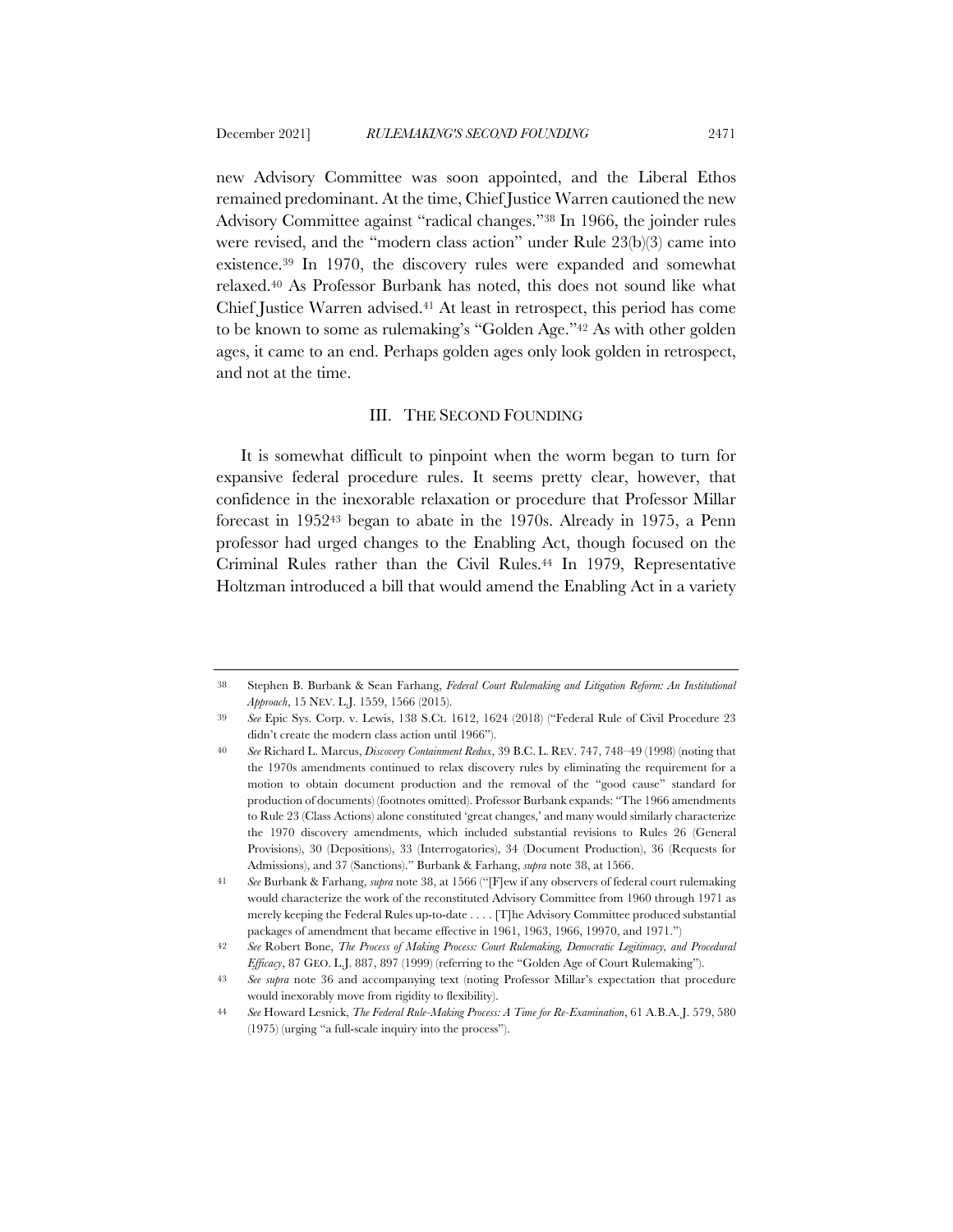new Advisory Committee was soon appointed, and the Liberal Ethos remained predominant. At the time, Chief Justice Warren cautioned the new Advisory Committee against "radical changes."[38] In 1966, the joinder rules were revised, and the "modern class action" under Rule 23(b)(3) came into existence.[39] In 1970, the discovery rules were expanded and somewhat relaxed.[40] As Professor Burbank has noted, this does not sound like what Chief Justice Warren advised.[41] At least in retrospect, this period has come to be known to some as rulemaking's "Golden Age."[42] As with other golden ages, it came to an end. Perhaps golden ages only look golden in retrospect, and not at the time.

## III. THE SECOND FOUNDING

It is somewhat difficult to pinpoint when the worm began to turn for expansive federal procedure rules. It seems pretty clear, however, that confidence in the inexorable relaxation or procedure that Professor Millar forecast in 1952[43] began to abate in the 1970s. Already in 1975, a Penn professor had urged changes to the Enabling Act, though focused on the Criminal Rules rather than the Civil Rules.[44] In 1979, Representative Holtzman introduced a bill that would amend the Enabling Act in a variety

---

38 Stephen B. Burbank & Sean Farhang, *Federal Court Rulemaking and Litigation Reform: An Institutional Approach*, 15 NEV. L.J. 1559, 1566 (2015).

39 *See* Epic Sys. Corp. v. Lewis, 138 S.Ct. 1612, 1624 (2018) ("Federal Rule of Civil Procedure 23 didn't create the modern class action until 1966").

40 *See* Richard L. Marcus, *Discovery Containment Redux*, 39 B.C. L. REV. 747, 748–49 (1998) (noting that the 1970s amendments continued to relax discovery rules by eliminating the requirement for a motion to obtain document production and the removal of the "good cause" standard for production of documents) (footnotes omitted). Professor Burbank expands: "The 1966 amendments to Rule 23 (Class Actions) alone constituted 'great changes,' and many would similarly characterize the 1970 discovery amendments, which included substantial revisions to Rules 26 (General Provisions), 30 (Depositions), 33 (Interrogatories), 34 (Document Production), 36 (Requests for Admissions), and 37 (Sanctions)." Burbank & Farhang, *supra* note 38, at 1566.

41 *See* Burbank & Farhang, *supra* note 38, at 1566 ("[F]ew if any observers of federal court rulemaking would characterize the work of the reconstituted Advisory Committee from 1960 through 1971 as merely keeping the Federal Rules up-to-date . . . . [T]he Advisory Committee produced substantial packages of amendment that became effective in 1961, 1963, 1966, 19970, and 1971.")

42 *See* Robert Bone, *The Process of Making Process: Court Rulemaking, Democratic Legitimacy, and Procedural Efficacy*, 87 GEO. L.J. 887, 897 (1999) (referring to the "Golden Age of Court Rulemaking").

43 *See supra* note 36 and accompanying text (noting Professor Millar's expectation that procedure would inexorably move from rigidity to flexibility).

44 *See* Howard Lesnick, *The Federal Rule-Making Process: A Time for Re-Examination*, 61 A.B.A. J. 579, 580 (1975) (urging "a full-scale inquiry into the process").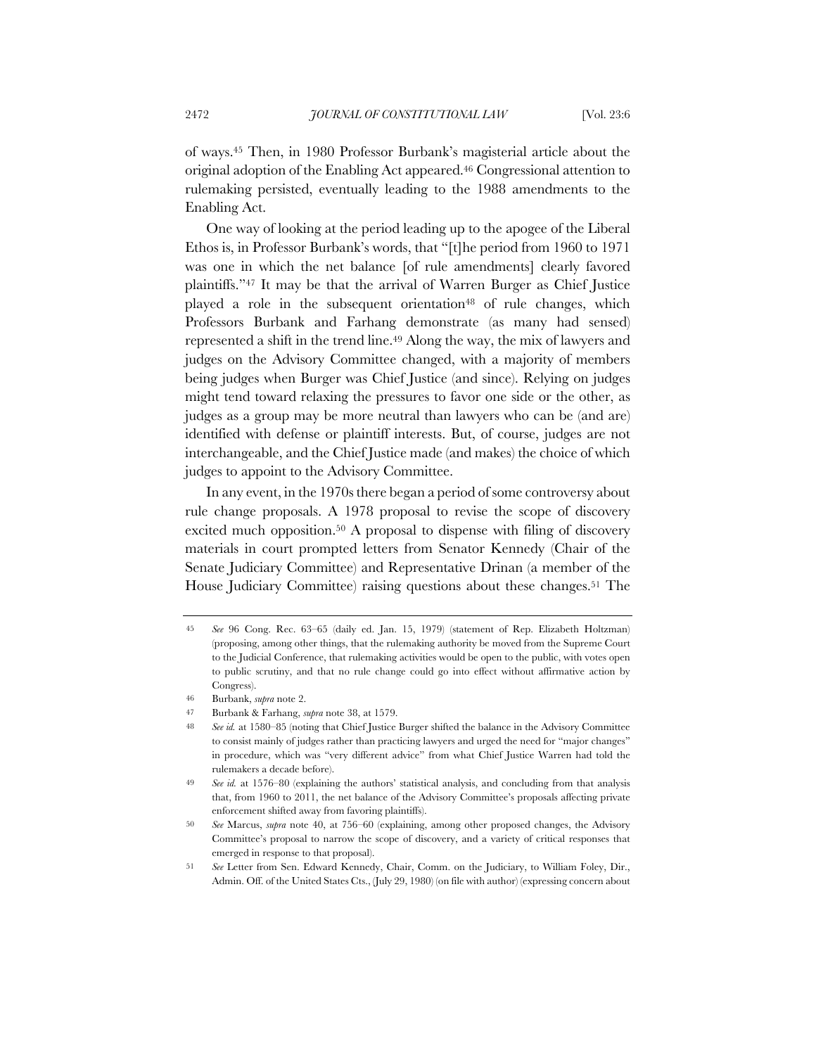of ways.[45] Then, in 1980 Professor Burbank's magisterial article about the original adoption of the Enabling Act appeared.[46] Congressional attention to rulemaking persisted, eventually leading to the 1988 amendments to the Enabling Act.

One way of looking at the period leading up to the apogee of the Liberal Ethos is, in Professor Burbank's words, that "[t]he period from 1960 to 1971 was one in which the net balance [of rule amendments] clearly favored plaintiffs."[47] It may be that the arrival of Warren Burger as Chief Justice played a role in the subsequent orientation[48] of rule changes, which Professors Burbank and Farhang demonstrate (as many had sensed) represented a shift in the trend line.[49] Along the way, the mix of lawyers and judges on the Advisory Committee changed, with a majority of members being judges when Burger was Chief Justice (and since). Relying on judges might tend toward relaxing the pressures to favor one side or the other, as judges as a group may be more neutral than lawyers who can be (and are) identified with defense or plaintiff interests. But, of course, judges are not interchangeable, and the Chief Justice made (and makes) the choice of which judges to appoint to the Advisory Committee.

In any event, in the 1970s there began a period of some controversy about rule change proposals. A 1978 proposal to revise the scope of discovery excited much opposition.[50] A proposal to dispense with filing of discovery materials in court prompted letters from Senator Kennedy (Chair of the Senate Judiciary Committee) and Representative Drinan (a member of the House Judiciary Committee) raising questions about these changes.[51] The

---

45 *See* 96 Cong. Rec. 63–65 (daily ed. Jan. 15, 1979) (statement of Rep. Elizabeth Holtzman) (proposing, among other things, that the rulemaking authority be moved from the Supreme Court to the Judicial Conference, that rulemaking activities would be open to the public, with votes open to public scrutiny, and that no rule change could go into effect without affirmative action by Congress).

46 Burbank, *supra* note 2.

47 Burbank & Farhang, *supra* note 38, at 1579.

48 *See id.* at 1580–85 (noting that Chief Justice Burger shifted the balance in the Advisory Committee to consist mainly of judges rather than practicing lawyers and urged the need for "major changes" in procedure, which was "very different advice" from what Chief Justice Warren had told the rulemakers a decade before).

49 *See id.* at 1576–80 (explaining the authors' statistical analysis, and concluding from that analysis that, from 1960 to 2011, the net balance of the Advisory Committee's proposals affecting private enforcement shifted away from favoring plaintiffs).

50 *See* Marcus, *supra* note 40, at 756–60 (explaining, among other proposed changes, the Advisory Committee's proposal to narrow the scope of discovery, and a variety of critical responses that emerged in response to that proposal).

51 *See* Letter from Sen. Edward Kennedy, Chair, Comm. on the Judiciary, to William Foley, Dir., Admin. Off. of the United States Cts., (July 29, 1980) (on file with author) (expressing concern about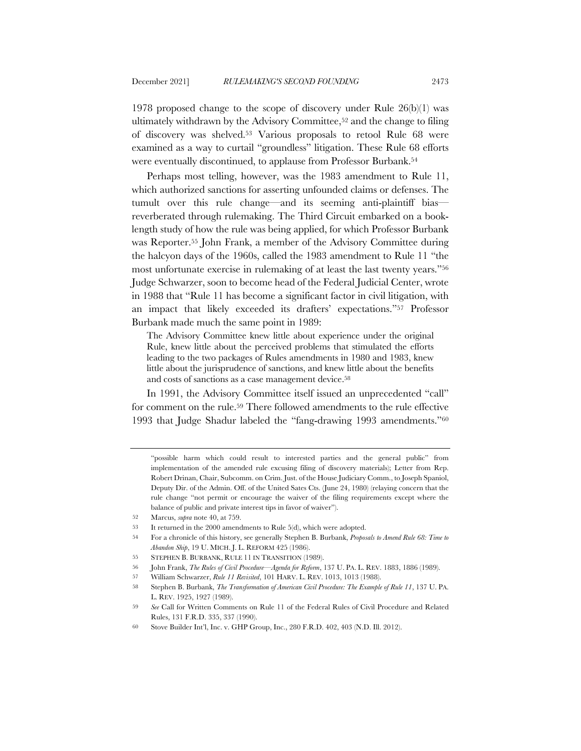1978 proposed change to the scope of discovery under Rule 26(b)(1) was ultimately withdrawn by the Advisory Committee,[52] and the change to filing of discovery was shelved.[53] Various proposals to retool Rule 68 were examined as a way to curtail "groundless" litigation. These Rule 68 efforts were eventually discontinued, to applause from Professor Burbank.[54]

Perhaps most telling, however, was the 1983 amendment to Rule 11, which authorized sanctions for asserting unfounded claims or defenses. The tumult over this rule change—and its seeming anti-plaintiff bias—reverberated through rulemaking. The Third Circuit embarked on a book-length study of how the rule was being applied, for which Professor Burbank was Reporter.[55] John Frank, a member of the Advisory Committee during the halcyon days of the 1960s, called the 1983 amendment to Rule 11 "the most unfortunate exercise in rulemaking of at least the last twenty years."[56] Judge Schwarzer, soon to become head of the Federal Judicial Center, wrote in 1988 that "Rule 11 has become a significant factor in civil litigation, with an impact that likely exceeded its drafters' expectations."[57] Professor Burbank made much the same point in 1989:

> The Advisory Committee knew little about experience under the original Rule, knew little about the perceived problems that stimulated the efforts leading to the two packages of Rules amendments in 1980 and 1983, knew little about the jurisprudence of sanctions, and knew little about the benefits and costs of sanctions as a case management device.[58]

In 1991, the Advisory Committee itself issued an unprecedented "call" for comment on the rule.[59] There followed amendments to the rule effective 1993 that Judge Shadur labeled the "fang-drawing 1993 amendments."[60]

---

"possible harm which could result to interested parties and the general public" from implementation of the amended rule excusing filing of discovery materials); Letter from Rep. Robert Drinan, Chair, Subcomm. on Crim. Just. of the House Judiciary Comm., to Joseph Spaniol, Deputy Dir. of the Admin. Off. of the United Sates Cts. (June 24, 1980) (relaying concern that the rule change "not permit or encourage the waiver of the filing requirements except where the balance of public and private interest tips in favor of waiver").

52 Marcus, *supra* note 40, at 759.

53 It returned in the 2000 amendments to Rule 5(d), which were adopted.

54 For a chronicle of this history, see generally Stephen B. Burbank, *Proposals to Amend Rule 68: Time to Abandon Ship*, 19 U. MICH. J. L. REFORM 425 (1986).

55 STEPHEN B. BURBANK, RULE 11 IN TRANSITION (1989).

56 John Frank, *The Rules of Civil Procedure—Agenda for Reform*, 137 U. PA. L. REV. 1883, 1886 (1989).

57 William Schwarzer, *Rule 11 Revisited*, 101 HARV. L. REV. 1013, 1013 (1988).

58 Stephen B. Burbank, *The Transformation of American Civil Procedure: The Example of Rule 11*, 137 U. PA. L. REV. 1925, 1927 (1989).

59 *See* Call for Written Comments on Rule 11 of the Federal Rules of Civil Procedure and Related Rules, 131 F.R.D. 335, 337 (1990).

60 Stove Builder Int'l, Inc. v. GHP Group, Inc., 280 F.R.D. 402, 403 (N.D. Ill. 2012).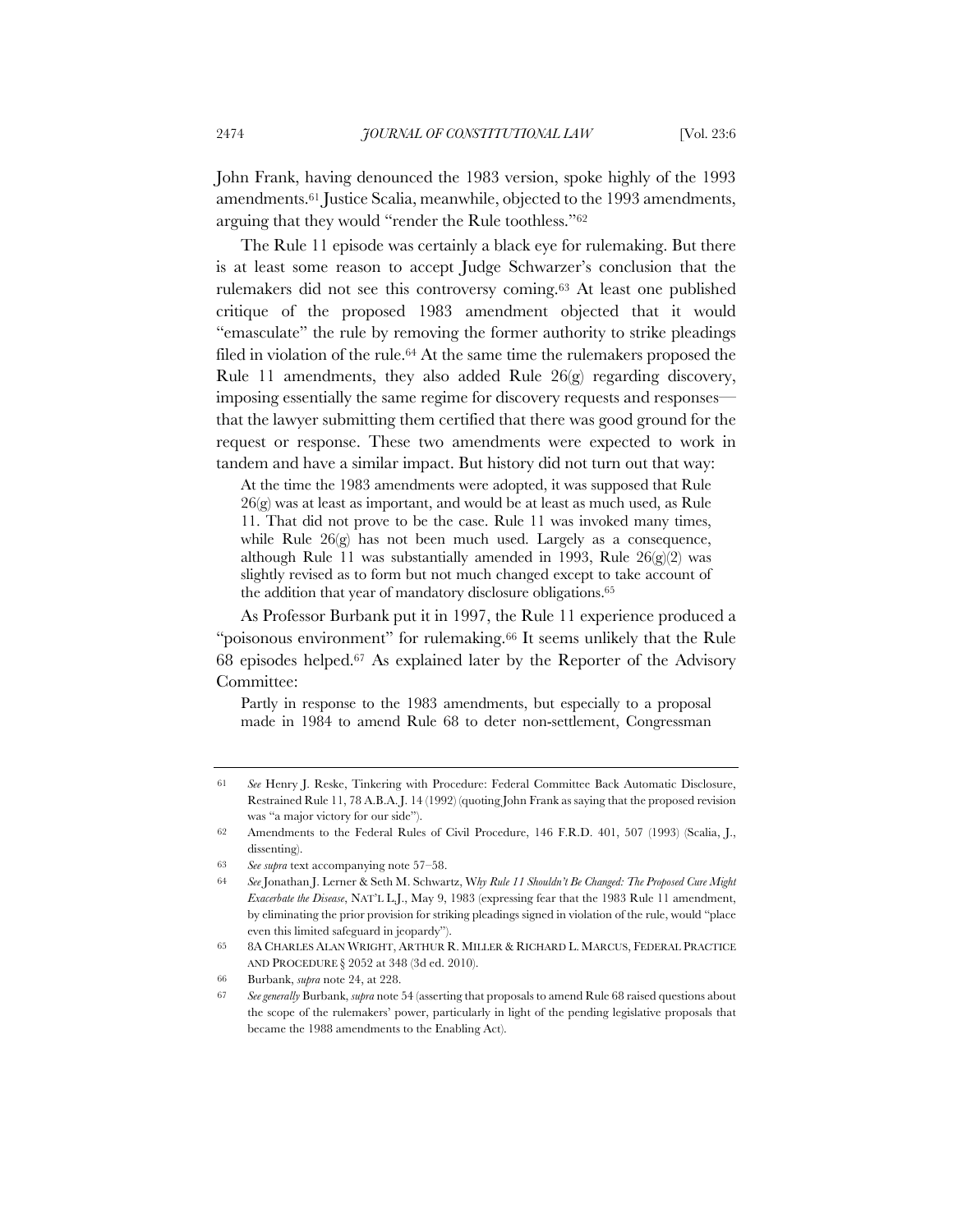John Frank, having denounced the 1983 version, spoke highly of the 1993 amendments.[61] Justice Scalia, meanwhile, objected to the 1993 amendments, arguing that they would "render the Rule toothless."[62]

The Rule 11 episode was certainly a black eye for rulemaking. But there is at least some reason to accept Judge Schwarzer's conclusion that the rulemakers did not see this controversy coming.[63] At least one published critique of the proposed 1983 amendment objected that it would "emasculate" the rule by removing the former authority to strike pleadings filed in violation of the rule.[64] At the same time the rulemakers proposed the Rule 11 amendments, they also added Rule 26(g) regarding discovery, imposing essentially the same regime for discovery requests and responses—that the lawyer submitting them certified that there was good ground for the request or response. These two amendments were expected to work in tandem and have a similar impact. But history did not turn out that way:

> At the time the 1983 amendments were adopted, it was supposed that Rule 26(g) was at least as important, and would be at least as much used, as Rule 11. That did not prove to be the case. Rule 11 was invoked many times, while Rule 26(g) has not been much used. Largely as a consequence, although Rule 11 was substantially amended in 1993, Rule 26(g)(2) was slightly revised as to form but not much changed except to take account of the addition that year of mandatory disclosure obligations.[65]

As Professor Burbank put it in 1997, the Rule 11 experience produced a "poisonous environment" for rulemaking.[66] It seems unlikely that the Rule 68 episodes helped.[67] As explained later by the Reporter of the Advisory Committee:

> Partly in response to the 1983 amendments, but especially to a proposal made in 1984 to amend Rule 68 to deter non-settlement, Congressman

---

61 *See* Henry J. Reske, Tinkering with Procedure: Federal Committee Back Automatic Disclosure, Restrained Rule 11, 78 A.B.A. J. 14 (1992) (quoting John Frank as saying that the proposed revision was "a major victory for our side").

62 Amendments to the Federal Rules of Civil Procedure, 146 F.R.D. 401, 507 (1993) (Scalia, J., dissenting).

63 *See supra* text accompanying note 57–58.

64 *See* Jonathan J. Lerner & Seth M. Schwartz, *Why Rule 11 Shouldn't Be Changed: The Proposed Cure Might Exacerbate the Disease*, NAT'L L.J., May 9, 1983 (expressing fear that the 1983 Rule 11 amendment, by eliminating the prior provision for striking pleadings signed in violation of the rule, would "place even this limited safeguard in jeopardy").

65 8A CHARLES ALAN WRIGHT, ARTHUR R. MILLER & RICHARD L. MARCUS, FEDERAL PRACTICE AND PROCEDURE § 2052 at 348 (3d ed. 2010).

66 Burbank, *supra* note 24, at 228.

67 *See generally* Burbank, *supra* note 54 (asserting that proposals to amend Rule 68 raised questions about the scope of the rulemakers' power, particularly in light of the pending legislative proposals that became the 1988 amendments to the Enabling Act).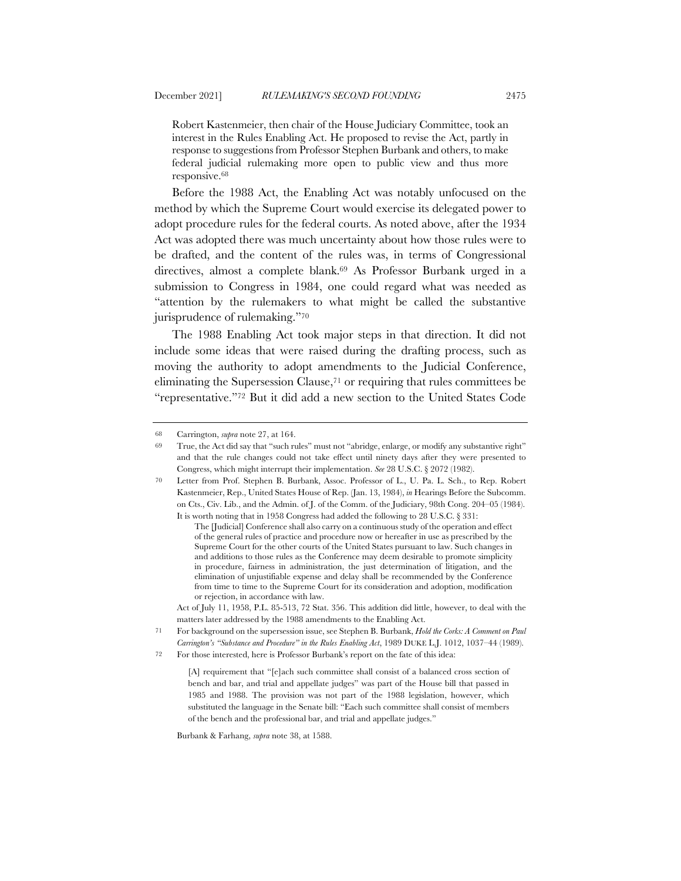> Robert Kastenmeier, then chair of the House Judiciary Committee, took an interest in the Rules Enabling Act. He proposed to revise the Act, partly in response to suggestions from Professor Stephen Burbank and others, to make federal judicial rulemaking more open to public view and thus more responsive.[68]

Before the 1988 Act, the Enabling Act was notably unfocused on the method by which the Supreme Court would exercise its delegated power to adopt procedure rules for the federal courts. As noted above, after the 1934 Act was adopted there was much uncertainty about how those rules were to be drafted, and the content of the rules was, in terms of Congressional directives, almost a complete blank.[69] As Professor Burbank urged in a submission to Congress in 1984, one could regard what was needed as "attention by the rulemakers to what might be called the substantive jurisprudence of rulemaking."[70]

The 1988 Enabling Act took major steps in that direction. It did not include some ideas that were raised during the drafting process, such as moving the authority to adopt amendments to the Judicial Conference, eliminating the Supersession Clause,[71] or requiring that rules committees be "representative."[72] But it did add a new section to the United States Code

---

[68] Carrington, *supra* note 27, at 164.

[69] True, the Act did say that "such rules" must not "abridge, enlarge, or modify any substantive right" and that the rule changes could not take effect until ninety days after they were presented to Congress, which might interrupt their implementation. *See* 28 U.S.C. § 2072 (1982).

[70] Letter from Prof. Stephen B. Burbank, Assoc. Professor of L., U. Pa. L. Sch., to Rep. Robert Kastenmeier, Rep., United States House of Rep. (Jan. 13, 1984), *in* Hearings Before the Subcomm. on Cts., Civ. Lib., and the Admin. of J. of the Comm. of the Judiciary, 98th Cong. 204–05 (1984). It is worth noting that in 1958 Congress had added the following to 28 U.S.C. § 331:

> The [Judicial] Conference shall also carry on a continuous study of the operation and effect of the general rules of practice and procedure now or hereafter in use as prescribed by the Supreme Court for the other courts of the United States pursuant to law. Such changes in and additions to those rules as the Conference may deem desirable to promote simplicity in procedure, fairness in administration, the just determination of litigation, and the elimination of unjustifiable expense and delay shall be recommended by the Conference from time to time to the Supreme Court for its consideration and adoption, modification or rejection, in accordance with law.

Act of July 11, 1958, P.L. 85-513, 72 Stat. 356. This addition did little, however, to deal with the matters later addressed by the 1988 amendments to the Enabling Act.

[71] For background on the supersession issue, see Stephen B. Burbank, *Hold the Corks: A Comment on Paul Carrington's "Substance and Procedure" in the Rules Enabling Act*, 1989 DUKE L.J. 1012, 1037–44 (1989).

[72] For those interested, here is Professor Burbank's report on the fate of this idea:

> [A] requirement that "[e]ach such committee shall consist of a balanced cross section of bench and bar, and trial and appellate judges" was part of the House bill that passed in 1985 and 1988. The provision was not part of the 1988 legislation, however, which substituted the language in the Senate bill: "Each such committee shall consist of members of the bench and the professional bar, and trial and appellate judges."

Burbank & Farhang, *supra* note 38, at 1588.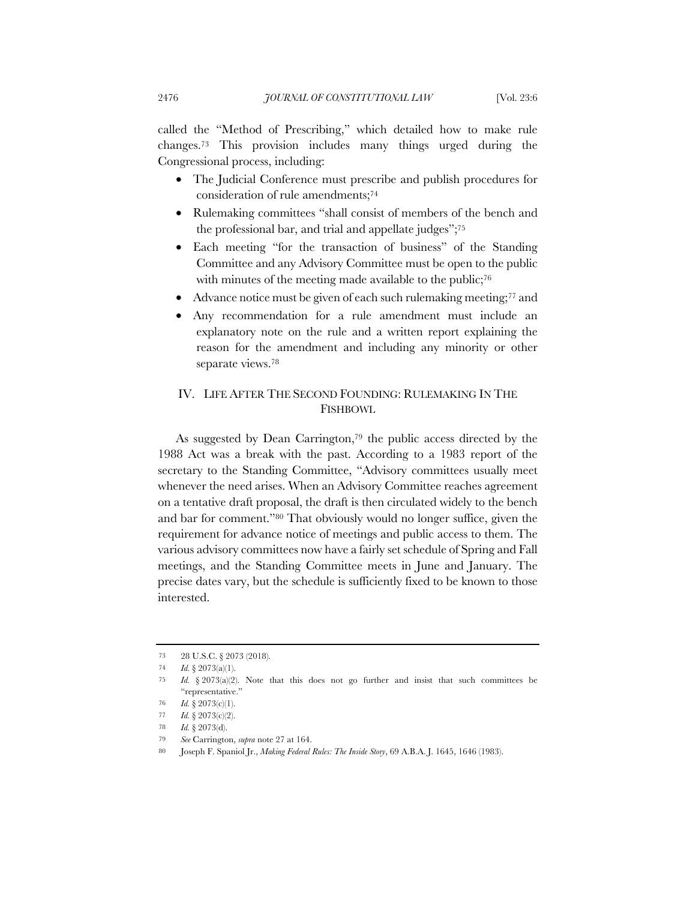called the "Method of Prescribing," which detailed how to make rule changes.[73] This provision includes many things urged during the Congressional process, including:

- The Judicial Conference must prescribe and publish procedures for consideration of rule amendments;[74]
- Rulemaking committees "shall consist of members of the bench and the professional bar, and trial and appellate judges";[75]
- Each meeting "for the transaction of business" of the Standing Committee and any Advisory Committee must be open to the public with minutes of the meeting made available to the public;[76]
- Advance notice must be given of each such rulemaking meeting;[77] and
- Any recommendation for a rule amendment must include an explanatory note on the rule and a written report explaining the reason for the amendment and including any minority or other separate views.[78]

## IV. LIFE AFTER THE SECOND FOUNDING: RULEMAKING IN THE FISHBOWL

As suggested by Dean Carrington,[79] the public access directed by the 1988 Act was a break with the past. According to a 1983 report of the secretary to the Standing Committee, "Advisory committees usually meet whenever the need arises. When an Advisory Committee reaches agreement on a tentative draft proposal, the draft is then circulated widely to the bench and bar for comment."[80] That obviously would no longer suffice, given the requirement for advance notice of meetings and public access to them. The various advisory committees now have a fairly set schedule of Spring and Fall meetings, and the Standing Committee meets in June and January. The precise dates vary, but the schedule is sufficiently fixed to be known to those interested.

---

73 28 U.S.C. § 2073 (2018).

74 *Id.* § 2073(a)(1).

75 *Id.* § 2073(a)(2). Note that this does not go further and insist that such committees be "representative."

76 *Id.* § 2073(c)(1).

77 *Id.* § 2073(c)(2).

78 *Id.* § 2073(d).

79 *See* Carrington, *supra* note 27 at 164.

80 Joseph F. Spaniol Jr., *Making Federal Rules: The Inside Story*, 69 A.B.A. J. 1645, 1646 (1983).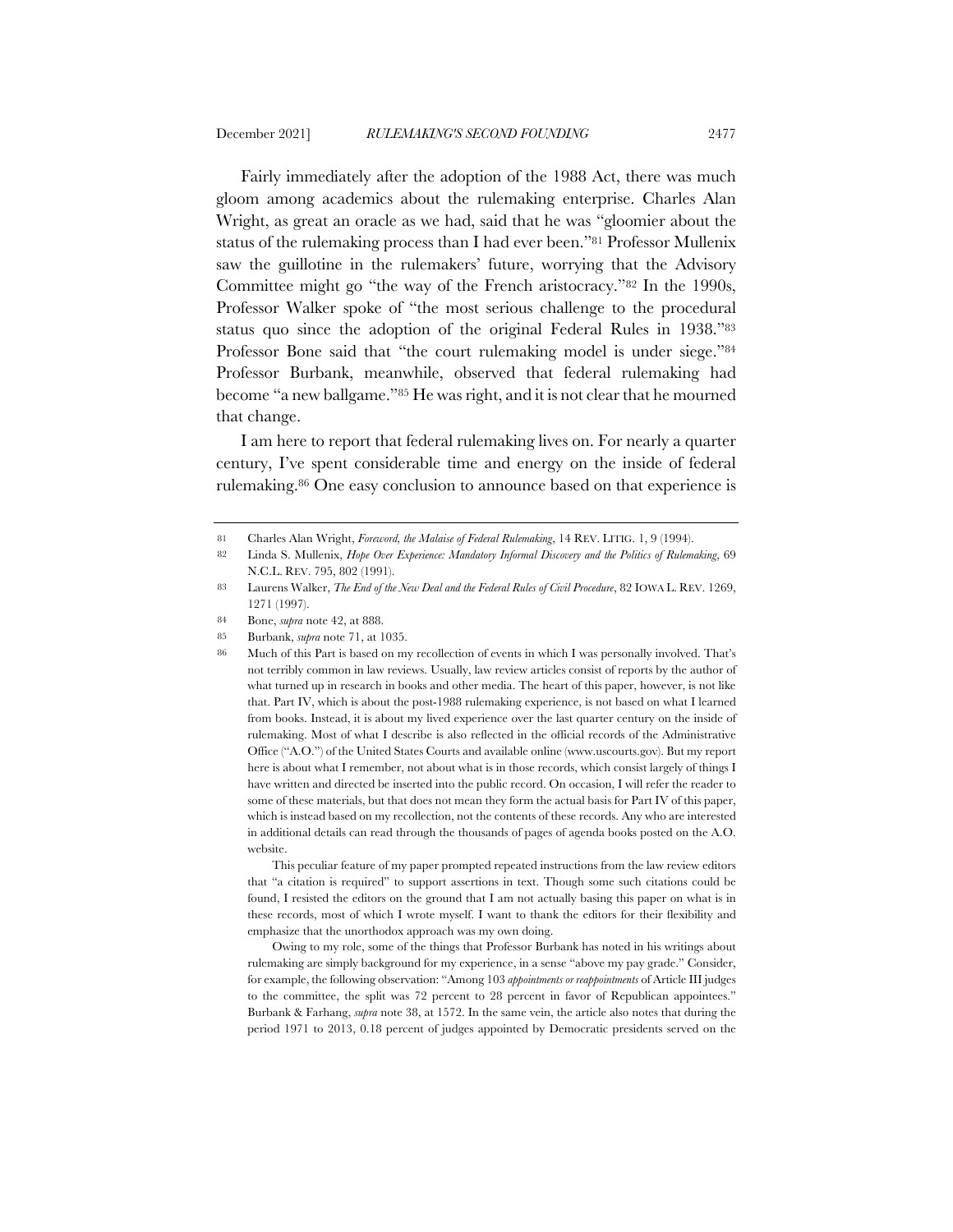Fairly immediately after the adoption of the 1988 Act, there was much gloom among academics about the rulemaking enterprise. Charles Alan Wright, as great an oracle as we had, said that he was "gloomier about the status of the rulemaking process than I had ever been."[81] Professor Mullenix saw the guillotine in the rulemakers' future, worrying that the Advisory Committee might go "the way of the French aristocracy."[82] In the 1990s, Professor Walker spoke of "the most serious challenge to the procedural status quo since the adoption of the original Federal Rules in 1938."[83] Professor Bone said that "the court rulemaking model is under siege."[84] Professor Burbank, meanwhile, observed that federal rulemaking had become "a new ballgame."[85] He was right, and it is not clear that he mourned that change.

I am here to report that federal rulemaking lives on. For nearly a quarter century, I've spent considerable time and energy on the inside of federal rulemaking.[86] One easy conclusion to announce based on that experience is

---

81 Charles Alan Wright, *Foreword, the Malaise of Federal Rulemaking*, 14 REV. LITIG. 1, 9 (1994).

82 Linda S. Mullenix, *Hope Over Experience: Mandatory Informal Discovery and the Politics of Rulemaking*, 69 N.C.L. REV. 795, 802 (1991).

83 Laurens Walker, *The End of the New Deal and the Federal Rules of Civil Procedure*, 82 IOWA L. REV. 1269, 1271 (1997).

84 Bone, *supra* note 42, at 888.

85 Burbank, *supra* note 71, at 1035.

86 Much of this Part is based on my recollection of events in which I was personally involved. That's not terribly common in law reviews. Usually, law review articles consist of reports by the author of what turned up in research in books and other media. The heart of this paper, however, is not like that. Part IV, which is about the post-1988 rulemaking experience, is not based on what I learned from books. Instead, it is about my lived experience over the last quarter century on the inside of rulemaking. Most of what I describe is also reflected in the official records of the Administrative Office ("A.O.") of the United States Courts and available online (www.uscourts.gov). But my report here is about what I remember, not about what is in those records, which consist largely of things I have written and directed be inserted into the public record. On occasion, I will refer the reader to some of these materials, but that does not mean they form the actual basis for Part IV of this paper, which is instead based on my recollection, not the contents of these records. Any who are interested in additional details can read through the thousands of pages of agenda books posted on the A.O. website.

This peculiar feature of my paper prompted repeated instructions from the law review editors that "a citation is required" to support assertions in text. Though some such citations could be found, I resisted the editors on the ground that I am not actually basing this paper on what is in these records, most of which I wrote myself. I want to thank the editors for their flexibility and emphasize that the unorthodox approach was my own doing.

Owing to my role, some of the things that Professor Burbank has noted in his writings about rulemaking are simply background for my experience, in a sense "above my pay grade." Consider, for example, the following observation: "Among 103 *appointments or reappointments* of Article III judges to the committee, the split was 72 percent to 28 percent in favor of Republican appointees." Burbank & Farhang, *supra* note 38, at 1572. In the same vein, the article also notes that during the period 1971 to 2013, 0.18 percent of judges appointed by Democratic presidents served on the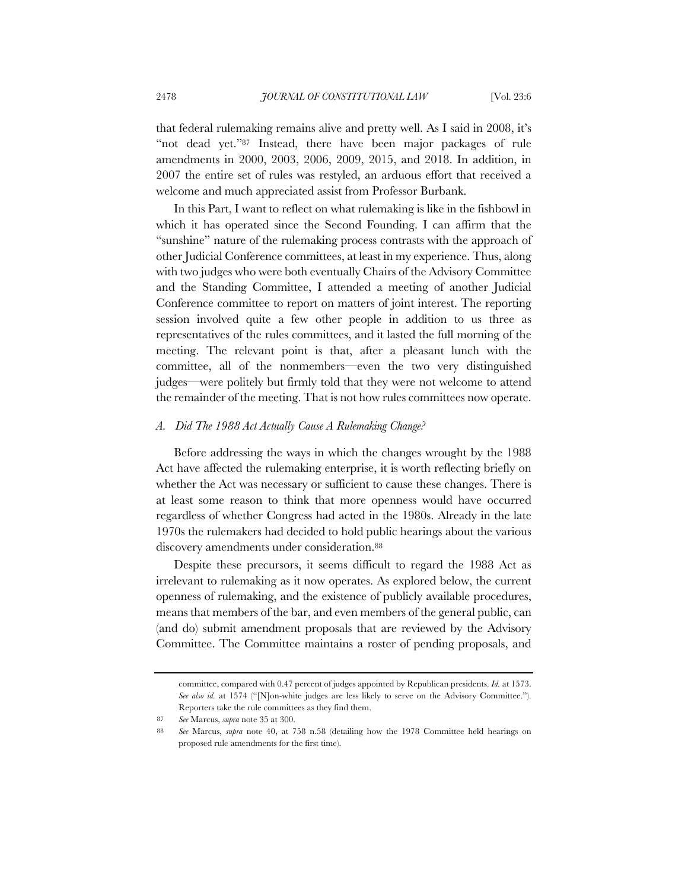that federal rulemaking remains alive and pretty well. As I said in 2008, it's "not dead yet."[87] Instead, there have been major packages of rule amendments in 2000, 2003, 2006, 2009, 2015, and 2018. In addition, in 2007 the entire set of rules was restyled, an arduous effort that received a welcome and much appreciated assist from Professor Burbank.

In this Part, I want to reflect on what rulemaking is like in the fishbowl in which it has operated since the Second Founding. I can affirm that the "sunshine" nature of the rulemaking process contrasts with the approach of other Judicial Conference committees, at least in my experience. Thus, along with two judges who were both eventually Chairs of the Advisory Committee and the Standing Committee, I attended a meeting of another Judicial Conference committee to report on matters of joint interest. The reporting session involved quite a few other people in addition to us three as representatives of the rules committees, and it lasted the full morning of the meeting. The relevant point is that, after a pleasant lunch with the committee, all of the nonmembers—even the two very distinguished judges—were politely but firmly told that they were not welcome to attend the remainder of the meeting. That is not how rules committees now operate.

### *A. Did The 1988 Act Actually Cause A Rulemaking Change?*

Before addressing the ways in which the changes wrought by the 1988 Act have affected the rulemaking enterprise, it is worth reflecting briefly on whether the Act was necessary or sufficient to cause these changes. There is at least some reason to think that more openness would have occurred regardless of whether Congress had acted in the 1980s. Already in the late 1970s the rulemakers had decided to hold public hearings about the various discovery amendments under consideration.[88]

Despite these precursors, it seems difficult to regard the 1988 Act as irrelevant to rulemaking as it now operates. As explored below, the current openness of rulemaking, and the existence of publicly available procedures, means that members of the bar, and even members of the general public, can (and do) submit amendment proposals that are reviewed by the Advisory Committee. The Committee maintains a roster of pending proposals, and

---

committee, compared with 0.47 percent of judges appointed by Republican presidents. *Id.* at 1573. *See also id.* at 1574 ("[N]on-white judges are less likely to serve on the Advisory Committee."). Reporters take the rule committees as they find them.

87 *See* Marcus, *supra* note 35 at 300.

88 *See* Marcus, *supra* note 40, at 758 n.58 (detailing how the 1978 Committee held hearings on proposed rule amendments for the first time).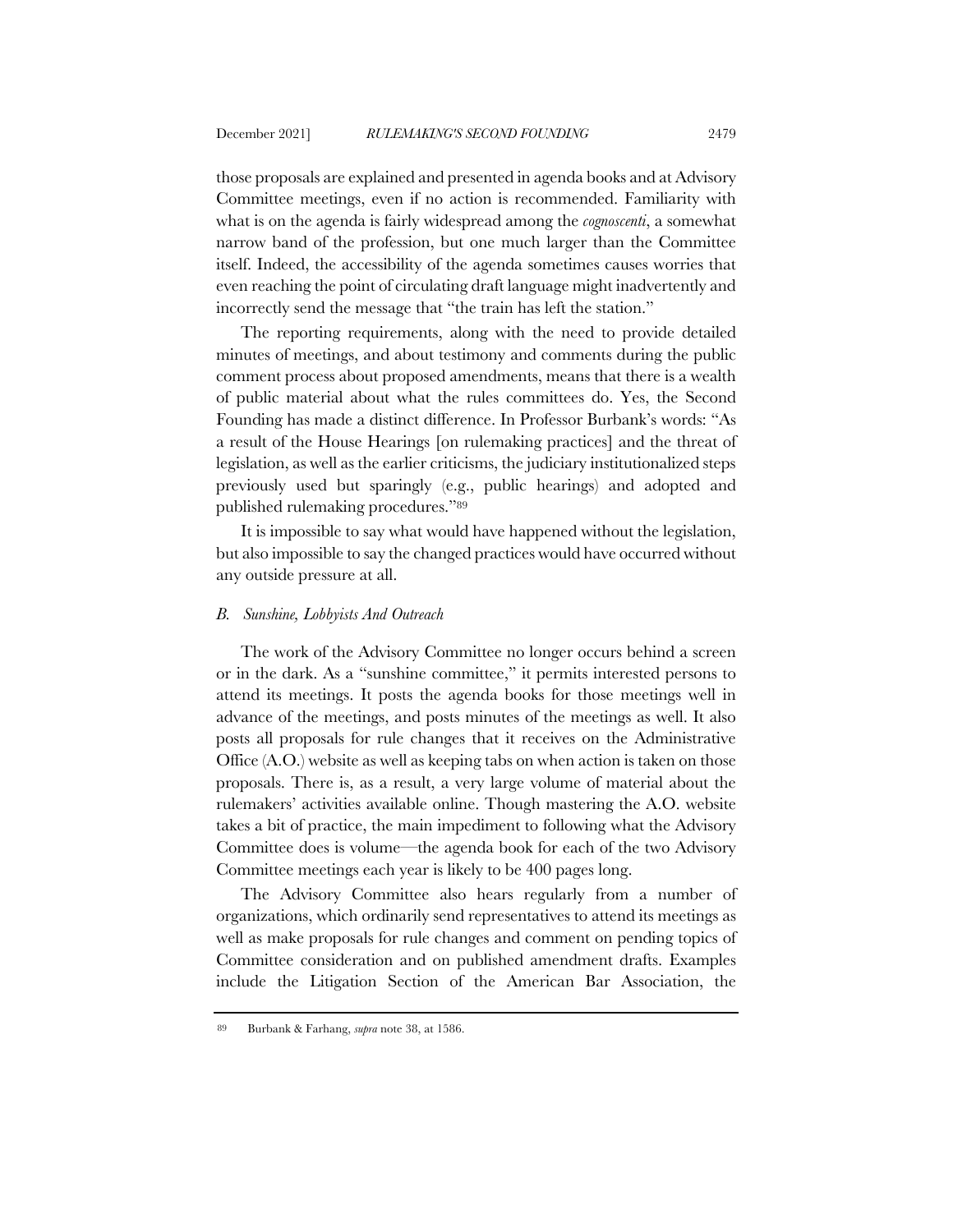those proposals are explained and presented in agenda books and at Advisory Committee meetings, even if no action is recommended. Familiarity with what is on the agenda is fairly widespread among the *cognoscenti*, a somewhat narrow band of the profession, but one much larger than the Committee itself. Indeed, the accessibility of the agenda sometimes causes worries that even reaching the point of circulating draft language might inadvertently and incorrectly send the message that "the train has left the station."

The reporting requirements, along with the need to provide detailed minutes of meetings, and about testimony and comments during the public comment process about proposed amendments, means that there is a wealth of public material about what the rules committees do. Yes, the Second Founding has made a distinct difference. In Professor Burbank's words: "As a result of the House Hearings [on rulemaking practices] and the threat of legislation, as well as the earlier criticisms, the judiciary institutionalized steps previously used but sparingly (e.g., public hearings) and adopted and published rulemaking procedures."[89]

It is impossible to say what would have happened without the legislation, but also impossible to say the changed practices would have occurred without any outside pressure at all.

### *B. Sunshine, Lobbyists And Outreach*

The work of the Advisory Committee no longer occurs behind a screen or in the dark. As a "sunshine committee," it permits interested persons to attend its meetings. It posts the agenda books for those meetings well in advance of the meetings, and posts minutes of the meetings as well. It also posts all proposals for rule changes that it receives on the Administrative Office (A.O.) website as well as keeping tabs on when action is taken on those proposals. There is, as a result, a very large volume of material about the rulemakers' activities available online. Though mastering the A.O. website takes a bit of practice, the main impediment to following what the Advisory Committee does is volume—the agenda book for each of the two Advisory Committee meetings each year is likely to be 400 pages long.

The Advisory Committee also hears regularly from a number of organizations, which ordinarily send representatives to attend its meetings as well as make proposals for rule changes and comment on pending topics of Committee consideration and on published amendment drafts. Examples include the Litigation Section of the American Bar Association, the

---

89 Burbank & Farhang, *supra* note 38, at 1586.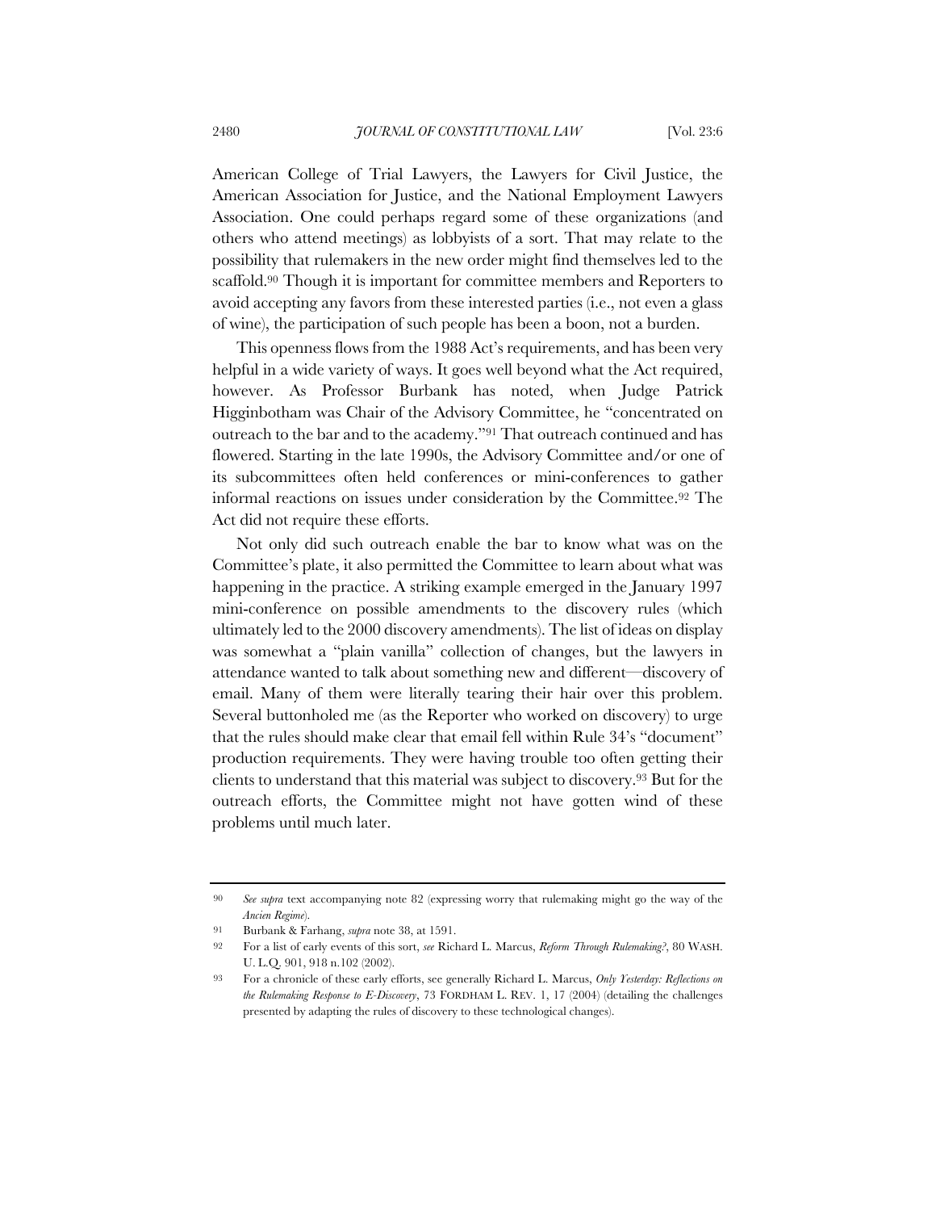American College of Trial Lawyers, the Lawyers for Civil Justice, the American Association for Justice, and the National Employment Lawyers Association. One could perhaps regard some of these organizations (and others who attend meetings) as lobbyists of a sort. That may relate to the possibility that rulemakers in the new order might find themselves led to the scaffold.[90] Though it is important for committee members and Reporters to avoid accepting any favors from these interested parties (i.e., not even a glass of wine), the participation of such people has been a boon, not a burden.

This openness flows from the 1988 Act's requirements, and has been very helpful in a wide variety of ways. It goes well beyond what the Act required, however. As Professor Burbank has noted, when Judge Patrick Higginbotham was Chair of the Advisory Committee, he "concentrated on outreach to the bar and to the academy."[91] That outreach continued and has flowered. Starting in the late 1990s, the Advisory Committee and/or one of its subcommittees often held conferences or mini-conferences to gather informal reactions on issues under consideration by the Committee.[92] The Act did not require these efforts.

Not only did such outreach enable the bar to know what was on the Committee's plate, it also permitted the Committee to learn about what was happening in the practice. A striking example emerged in the January 1997 mini-conference on possible amendments to the discovery rules (which ultimately led to the 2000 discovery amendments). The list of ideas on display was somewhat a "plain vanilla" collection of changes, but the lawyers in attendance wanted to talk about something new and different—discovery of email. Many of them were literally tearing their hair over this problem. Several buttonholed me (as the Reporter who worked on discovery) to urge that the rules should make clear that email fell within Rule 34's "document" production requirements. They were having trouble too often getting their clients to understand that this material was subject to discovery.[93] But for the outreach efforts, the Committee might not have gotten wind of these problems until much later.

---

90 *See supra* text accompanying note 82 (expressing worry that rulemaking might go the way of the *Ancien Regime*).

91 Burbank & Farhang, *supra* note 38, at 1591.

92 For a list of early events of this sort, *see* Richard L. Marcus, *Reform Through Rulemaking?*, 80 WASH. U. L.Q. 901, 918 n.102 (2002).

93 For a chronicle of these early efforts, see generally Richard L. Marcus, *Only Yesterday: Reflections on the Rulemaking Response to E-Discovery*, 73 FORDHAM L. REV. 1, 17 (2004) (detailing the challenges presented by adapting the rules of discovery to these technological changes).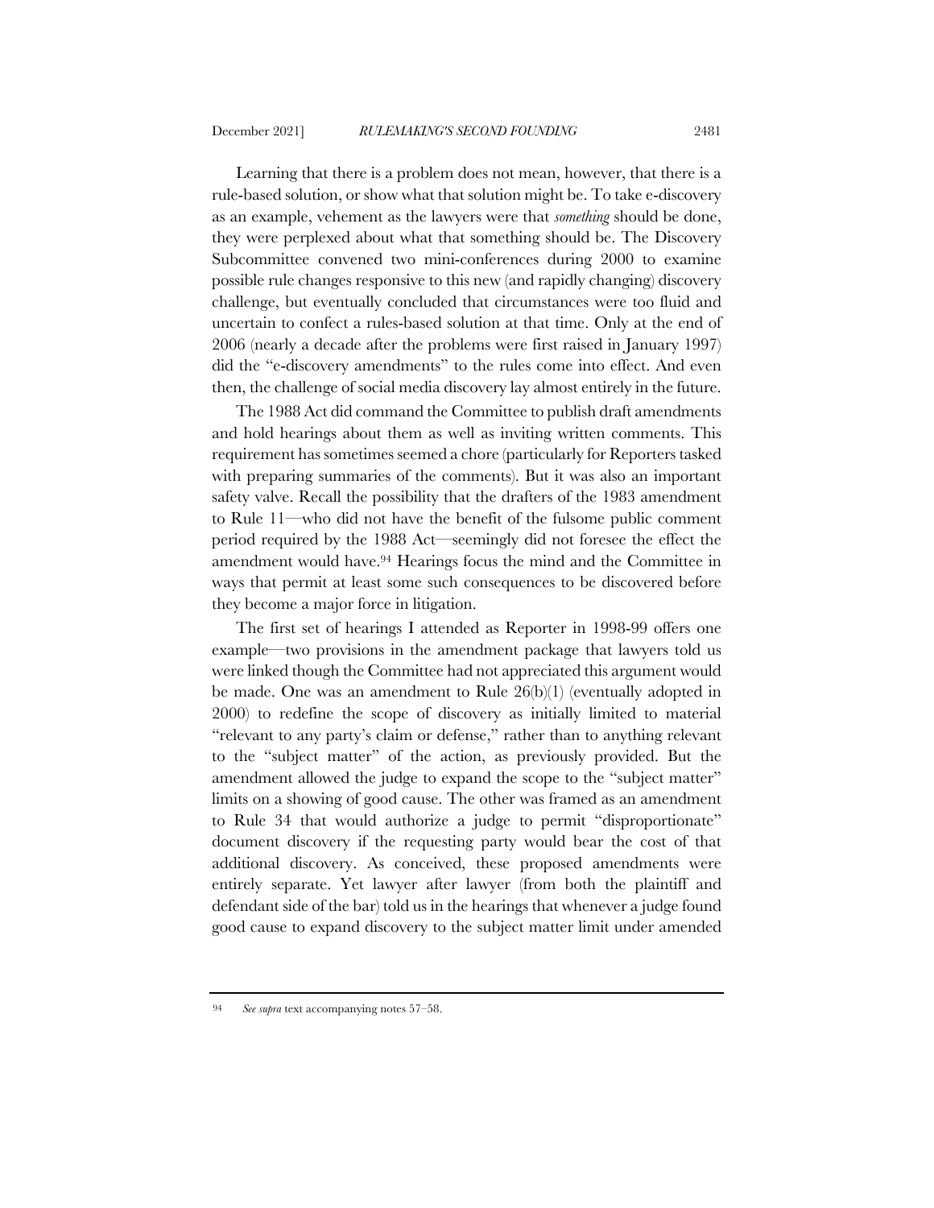Learning that there is a problem does not mean, however, that there is a rule-based solution, or show what that solution might be. To take e-discovery as an example, vehement as the lawyers were that *something* should be done, they were perplexed about what that something should be. The Discovery Subcommittee convened two mini-conferences during 2000 to examine possible rule changes responsive to this new (and rapidly changing) discovery challenge, but eventually concluded that circumstances were too fluid and uncertain to confect a rules-based solution at that time. Only at the end of 2006 (nearly a decade after the problems were first raised in January 1997) did the "e-discovery amendments" to the rules come into effect. And even then, the challenge of social media discovery lay almost entirely in the future.

The 1988 Act did command the Committee to publish draft amendments and hold hearings about them as well as inviting written comments. This requirement has sometimes seemed a chore (particularly for Reporters tasked with preparing summaries of the comments). But it was also an important safety valve. Recall the possibility that the drafters of the 1983 amendment to Rule 11—who did not have the benefit of the fulsome public comment period required by the 1988 Act—seemingly did not foresee the effect the amendment would have.[94] Hearings focus the mind and the Committee in ways that permit at least some such consequences to be discovered before they become a major force in litigation.

The first set of hearings I attended as Reporter in 1998-99 offers one example—two provisions in the amendment package that lawyers told us were linked though the Committee had not appreciated this argument would be made. One was an amendment to Rule 26(b)(1) (eventually adopted in 2000) to redefine the scope of discovery as initially limited to material "relevant to any party's claim or defense," rather than to anything relevant to the "subject matter" of the action, as previously provided. But the amendment allowed the judge to expand the scope to the "subject matter" limits on a showing of good cause. The other was framed as an amendment to Rule 34 that would authorize a judge to permit "disproportionate" document discovery if the requesting party would bear the cost of that additional discovery. As conceived, these proposed amendments were entirely separate. Yet lawyer after lawyer (from both the plaintiff and defendant side of the bar) told us in the hearings that whenever a judge found good cause to expand discovery to the subject matter limit under amended

---

94 *See supra* text accompanying notes 57–58.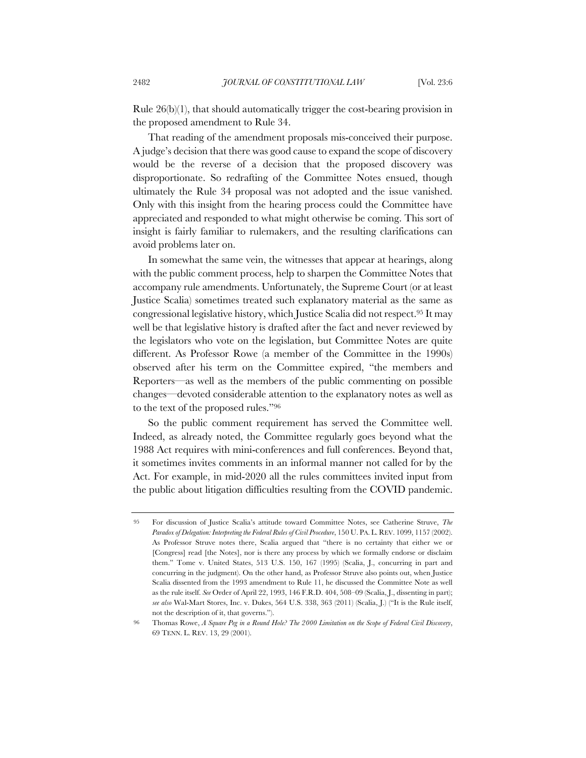Rule 26(b)(1), that should automatically trigger the cost-bearing provision in the proposed amendment to Rule 34.

That reading of the amendment proposals mis-conceived their purpose. A judge's decision that there was good cause to expand the scope of discovery would be the reverse of a decision that the proposed discovery was disproportionate. So redrafting of the Committee Notes ensued, though ultimately the Rule 34 proposal was not adopted and the issue vanished. Only with this insight from the hearing process could the Committee have appreciated and responded to what might otherwise be coming. This sort of insight is fairly familiar to rulemakers, and the resulting clarifications can avoid problems later on.

In somewhat the same vein, the witnesses that appear at hearings, along with the public comment process, help to sharpen the Committee Notes that accompany rule amendments. Unfortunately, the Supreme Court (or at least Justice Scalia) sometimes treated such explanatory material as the same as congressional legislative history, which Justice Scalia did not respect.[95] It may well be that legislative history is drafted after the fact and never reviewed by the legislators who vote on the legislation, but Committee Notes are quite different. As Professor Rowe (a member of the Committee in the 1990s) observed after his term on the Committee expired, "the members and Reporters—as well as the members of the public commenting on possible changes—devoted considerable attention to the explanatory notes as well as to the text of the proposed rules."[96]

So the public comment requirement has served the Committee well. Indeed, as already noted, the Committee regularly goes beyond what the 1988 Act requires with mini-conferences and full conferences. Beyond that, it sometimes invites comments in an informal manner not called for by the Act. For example, in mid-2020 all the rules committees invited input from the public about litigation difficulties resulting from the COVID pandemic.

---

95 For discussion of Justice Scalia's attitude toward Committee Notes, see Catherine Struve, *The Paradox of Delegation: Interpreting the Federal Rules of Civil Procedure*, 150 U. PA. L. REV. 1099, 1157 (2002). As Professor Struve notes there, Scalia argued that "there is no certainty that either we or [Congress] read [the Notes], nor is there any process by which we formally endorse or disclaim them." Tome v. United States, 513 U.S. 150, 167 (1995) (Scalia, J., concurring in part and concurring in the judgment). On the other hand, as Professor Struve also points out, when Justice Scalia dissented from the 1993 amendment to Rule 11, he discussed the Committee Note as well as the rule itself. *See* Order of April 22, 1993, 146 F.R.D. 404, 508–09 (Scalia, J., dissenting in part); *see also* Wal-Mart Stores, Inc. v. Dukes, 564 U.S. 338, 363 (2011) (Scalia, J.) ("It is the Rule itself, not the description of it, that governs.").

96 Thomas Rowe, *A Square Peg in a Round Hole? The 2000 Limitation on the Scope of Federal Civil Discovery*, 69 TENN. L. REV. 13, 29 (2001).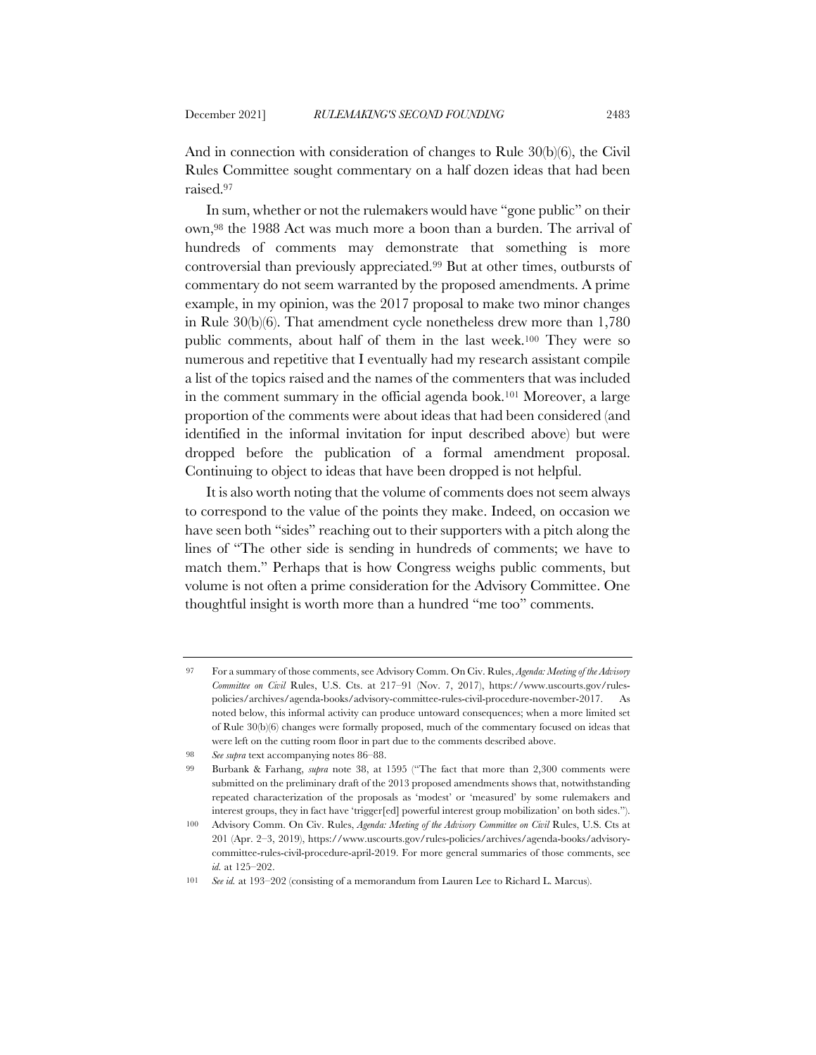And in connection with consideration of changes to Rule 30(b)(6), the Civil Rules Committee sought commentary on a half dozen ideas that had been raised.[97]

In sum, whether or not the rulemakers would have "gone public" on their own,[98] the 1988 Act was much more a boon than a burden. The arrival of hundreds of comments may demonstrate that something is more controversial than previously appreciated.[99] But at other times, outbursts of commentary do not seem warranted by the proposed amendments. A prime example, in my opinion, was the 2017 proposal to make two minor changes in Rule 30(b)(6). That amendment cycle nonetheless drew more than 1,780 public comments, about half of them in the last week.[100] They were so numerous and repetitive that I eventually had my research assistant compile a list of the topics raised and the names of the commenters that was included in the comment summary in the official agenda book.[101] Moreover, a large proportion of the comments were about ideas that had been considered (and identified in the informal invitation for input described above) but were dropped before the publication of a formal amendment proposal. Continuing to object to ideas that have been dropped is not helpful.

It is also worth noting that the volume of comments does not seem always to correspond to the value of the points they make. Indeed, on occasion we have seen both "sides" reaching out to their supporters with a pitch along the lines of "The other side is sending in hundreds of comments; we have to match them." Perhaps that is how Congress weighs public comments, but volume is not often a prime consideration for the Advisory Committee. One thoughtful insight is worth more than a hundred "me too" comments.

---

97 For a summary of those comments, see Advisory Comm. On Civ. Rules, *Agenda: Meeting of the Advisory Committee on Civil* Rules, U.S. Cts. at 217–91 (Nov. 7, 2017), https://www.uscourts.gov/rules-policies/archives/agenda-books/advisory-committee-rules-civil-procedure-november-2017. As noted below, this informal activity can produce untoward consequences; when a more limited set of Rule 30(b)(6) changes were formally proposed, much of the commentary focused on ideas that were left on the cutting room floor in part due to the comments described above.

98 *See supra* text accompanying notes 86–88.

99 Burbank & Farhang, *supra* note 38, at 1595 ("The fact that more than 2,300 comments were submitted on the preliminary draft of the 2013 proposed amendments shows that, notwithstanding repeated characterization of the proposals as 'modest' or 'measured' by some rulemakers and interest groups, they in fact have 'trigger[ed] powerful interest group mobilization' on both sides.").

100 Advisory Comm. On Civ. Rules, *Agenda: Meeting of the Advisory Committee on Civil* Rules, U.S. Cts at 201 (Apr. 2–3, 2019), https://www.uscourts.gov/rules-policies/archives/agenda-books/advisory-committee-rules-civil-procedure-april-2019. For more general summaries of those comments, see *id.* at 125–202.

101 *See id.* at 193–202 (consisting of a memorandum from Lauren Lee to Richard L. Marcus).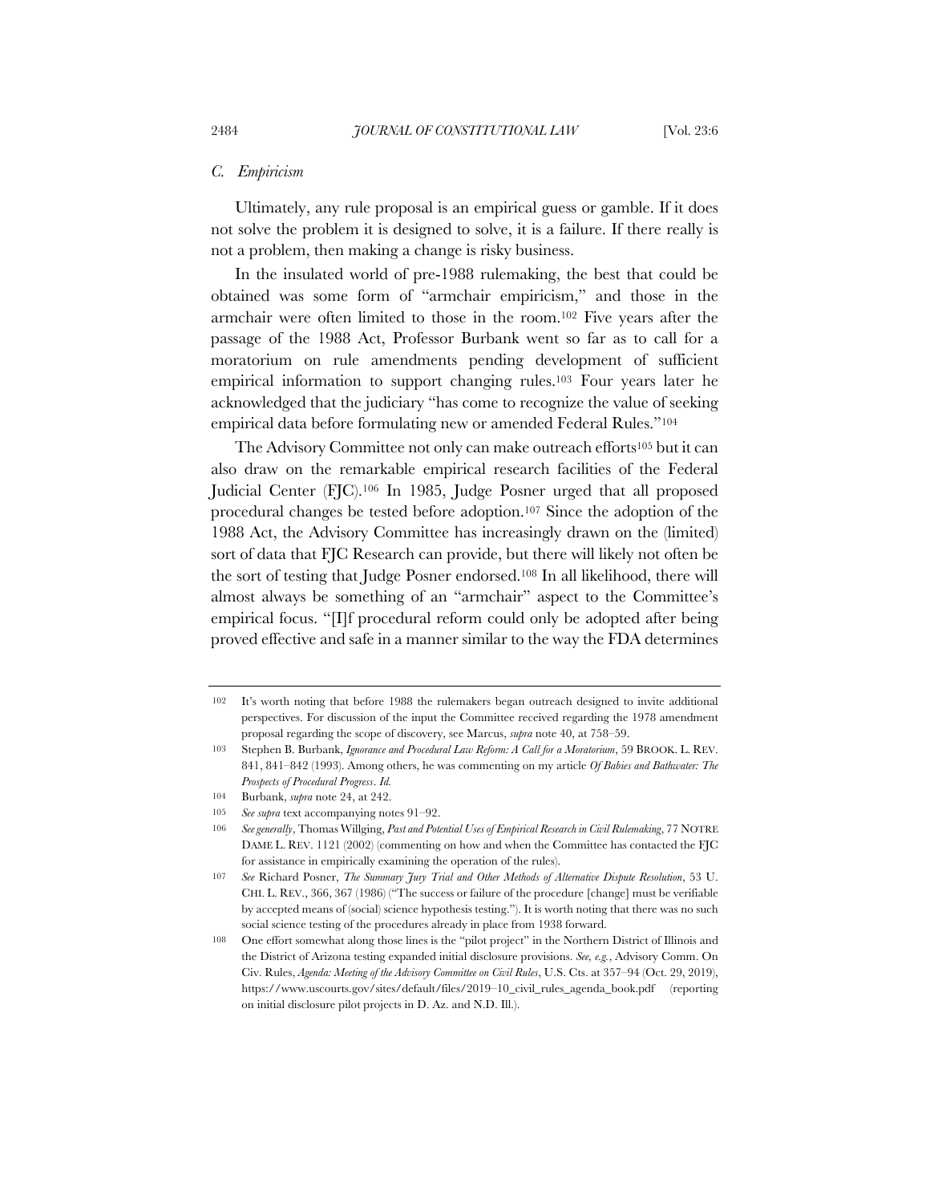### C. *Empiricism*

Ultimately, any rule proposal is an empirical guess or gamble. If it does not solve the problem it is designed to solve, it is a failure. If there really is not a problem, then making a change is risky business.

In the insulated world of pre-1988 rulemaking, the best that could be obtained was some form of "armchair empiricism," and those in the armchair were often limited to those in the room.[102] Five years after the passage of the 1988 Act, Professor Burbank went so far as to call for a moratorium on rule amendments pending development of sufficient empirical information to support changing rules.[103] Four years later he acknowledged that the judiciary "has come to recognize the value of seeking empirical data before formulating new or amended Federal Rules."[104]

The Advisory Committee not only can make outreach efforts[105] but it can also draw on the remarkable empirical research facilities of the Federal Judicial Center (FJC).[106] In 1985, Judge Posner urged that all proposed procedural changes be tested before adoption.[107] Since the adoption of the 1988 Act, the Advisory Committee has increasingly drawn on the (limited) sort of data that FJC Research can provide, but there will likely not often be the sort of testing that Judge Posner endorsed.[108] In all likelihood, there will almost always be something of an "armchair" aspect to the Committee's empirical focus. "[I]f procedural reform could only be adopted after being proved effective and safe in a manner similar to the way the FDA determines

---

102 It's worth noting that before 1988 the rulemakers began outreach designed to invite additional perspectives. For discussion of the input the Committee received regarding the 1978 amendment proposal regarding the scope of discovery, see Marcus, *supra* note 40, at 758–59.

103 Stephen B. Burbank, *Ignorance and Procedural Law Reform: A Call for a Moratorium*, 59 BROOK. L. REV. 841, 841–842 (1993). Among others, he was commenting on my article *Of Babies and Bathwater: The Prospects of Procedural Progress*. *Id.*

104 Burbank, *supra* note 24, at 242.

105 *See supra* text accompanying notes 91–92.

106 *See generally*, Thomas Willging, *Past and Potential Uses of Empirical Research in Civil Rulemaking*, 77 NOTRE DAME L. REV. 1121 (2002) (commenting on how and when the Committee has contacted the FJC for assistance in empirically examining the operation of the rules).

107 *See* Richard Posner, *The Summary Jury Trial and Other Methods of Alternative Dispute Resolution*, 53 U. CHI. L. REV., 366, 367 (1986) ("The success or failure of the procedure [change] must be verifiable by accepted means of (social) science hypothesis testing."). It is worth noting that there was no such social science testing of the procedures already in place from 1938 forward.

108 One effort somewhat along those lines is the "pilot project" in the Northern District of Illinois and the District of Arizona testing expanded initial disclosure provisions. *See, e.g.*, Advisory Comm. On Civ. Rules, *Agenda: Meeting of the Advisory Committee on Civil Rules*, U.S. Cts. at 357–94 (Oct. 29, 2019), https://www.uscourts.gov/sites/default/files/2019–10_civil_rules_agenda_book.pdf (reporting on initial disclosure pilot projects in D. Az. and N.D. Ill.).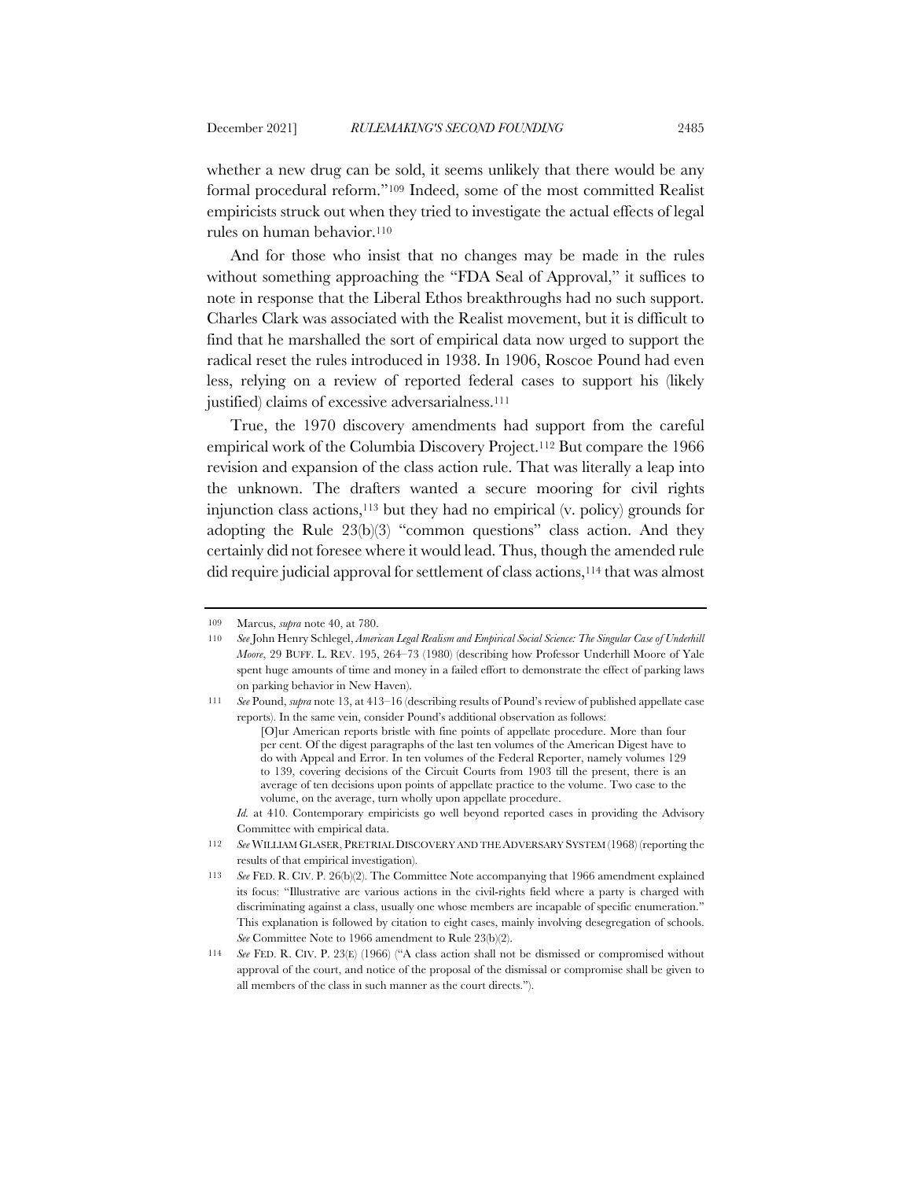whether a new drug can be sold, it seems unlikely that there would be any formal procedural reform."[109] Indeed, some of the most committed Realist empiricists struck out when they tried to investigate the actual effects of legal rules on human behavior.[110]

And for those who insist that no changes may be made in the rules without something approaching the "FDA Seal of Approval," it suffices to note in response that the Liberal Ethos breakthroughs had no such support. Charles Clark was associated with the Realist movement, but it is difficult to find that he marshalled the sort of empirical data now urged to support the radical reset the rules introduced in 1938. In 1906, Roscoe Pound had even less, relying on a review of reported federal cases to support his (likely justified) claims of excessive adversarialness.[111]

True, the 1970 discovery amendments had support from the careful empirical work of the Columbia Discovery Project.[112] But compare the 1966 revision and expansion of the class action rule. That was literally a leap into the unknown. The drafters wanted a secure mooring for civil rights injunction class actions,[113] but they had no empirical (v. policy) grounds for adopting the Rule 23(b)(3) "common questions" class action. And they certainly did not foresee where it would lead. Thus, though the amended rule did require judicial approval for settlement of class actions,[114] that was almost

---

[109] Marcus, *supra* note 40, at 780.

[110] *See* John Henry Schlegel, *American Legal Realism and Empirical Social Science: The Singular Case of Underhill Moore*, 29 BUFF. L. REV. 195, 264–73 (1980) (describing how Professor Underhill Moore of Yale spent huge amounts of time and money in a failed effort to demonstrate the effect of parking laws on parking behavior in New Haven).

[111] *See* Pound, *supra* note 13, at 413–16 (describing results of Pound's review of published appellate case reports). In the same vein, consider Pound's additional observation as follows:

> [O]ur American reports bristle with fine points of appellate procedure. More than four per cent. Of the digest paragraphs of the last ten volumes of the American Digest have to do with Appeal and Error. In ten volumes of the Federal Reporter, namely volumes 129 to 139, covering decisions of the Circuit Courts from 1903 till the present, there is an average of ten decisions upon points of appellate practice to the volume. Two case to the volume, on the average, turn wholly upon appellate procedure.

*Id.* at 410. Contemporary empiricists go well beyond reported cases in providing the Advisory Committee with empirical data.

[112] *See* WILLIAM GLASER, PRETRIAL DISCOVERY AND THE ADVERSARY SYSTEM (1968) (reporting the results of that empirical investigation).

[113] *See* FED. R. CIV. P. 26(b)(2). The Committee Note accompanying that 1966 amendment explained its focus: "Illustrative are various actions in the civil-rights field where a party is charged with discriminating against a class, usually one whose members are incapable of specific enumeration." This explanation is followed by citation to eight cases, mainly involving desegregation of schools. *See* Committee Note to 1966 amendment to Rule 23(b)(2).

[114] *See* FED. R. CIV. P. 23(E) (1966) ("A class action shall not be dismissed or compromised without approval of the court, and notice of the proposal of the dismissal or compromise shall be given to all members of the class in such manner as the court directs.").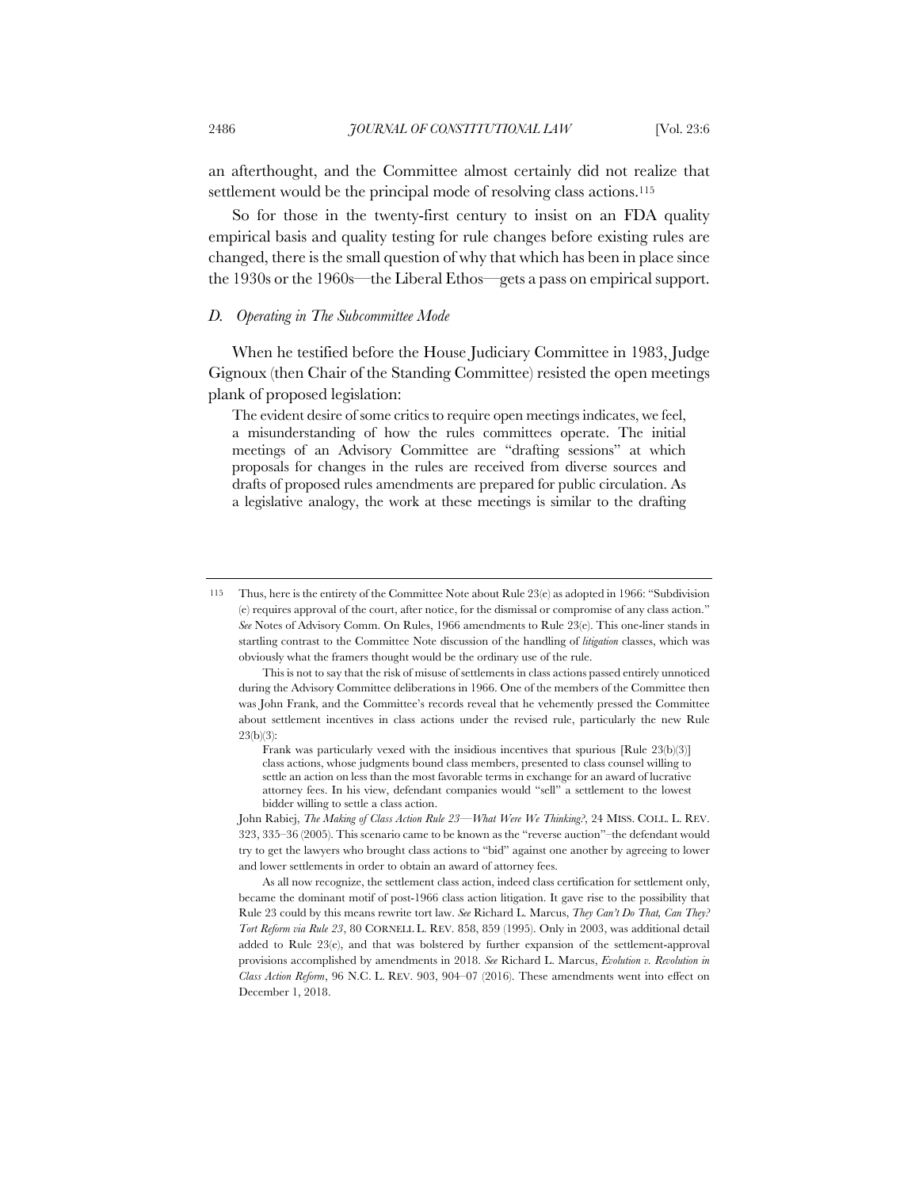an afterthought, and the Committee almost certainly did not realize that settlement would be the principal mode of resolving class actions.[115]

So for those in the twenty-first century to insist on an FDA quality empirical basis and quality testing for rule changes before existing rules are changed, there is the small question of why that which has been in place since the 1930s or the 1960s—the Liberal Ethos—gets a pass on empirical support.

### *D. Operating in The Subcommittee Mode*

When he testified before the House Judiciary Committee in 1983, Judge Gignoux (then Chair of the Standing Committee) resisted the open meetings plank of proposed legislation:

> The evident desire of some critics to require open meetings indicates, we feel, a misunderstanding of how the rules committees operate. The initial meetings of an Advisory Committee are "drafting sessions" at which proposals for changes in the rules are received from diverse sources and drafts of proposed rules amendments are prepared for public circulation. As a legislative analogy, the work at these meetings is similar to the drafting

---

115 Thus, here is the entirety of the Committee Note about Rule 23(e) as adopted in 1966: "Subdivision (e) requires approval of the court, after notice, for the dismissal or compromise of any class action." *See* Notes of Advisory Comm. On Rules, 1966 amendments to Rule 23(e). This one-liner stands in startling contrast to the Committee Note discussion of the handling of *litigation* classes, which was obviously what the framers thought would be the ordinary use of the rule.

This is not to say that the risk of misuse of settlements in class actions passed entirely unnoticed during the Advisory Committee deliberations in 1966. One of the members of the Committee then was John Frank, and the Committee's records reveal that he vehemently pressed the Committee about settlement incentives in class actions under the revised rule, particularly the new Rule 23(b)(3):

> Frank was particularly vexed with the insidious incentives that spurious [Rule 23(b)(3)] class actions, whose judgments bound class members, presented to class counsel willing to settle an action on less than the most favorable terms in exchange for an award of lucrative attorney fees. In his view, defendant companies would "sell" a settlement to the lowest bidder willing to settle a class action.

John Rabiej, *The Making of Class Action Rule 23—What Were We Thinking?*, 24 MISS. COLL. L. REV. 323, 335–36 (2005). This scenario came to be known as the "reverse auction"–the defendant would try to get the lawyers who brought class actions to "bid" against one another by agreeing to lower and lower settlements in order to obtain an award of attorney fees.

As all now recognize, the settlement class action, indeed class certification for settlement only, became the dominant motif of post-1966 class action litigation. It gave rise to the possibility that Rule 23 could by this means rewrite tort law. *See* Richard L. Marcus, *They Can't Do That, Can They? Tort Reform via Rule 23*, 80 CORNELL L. REV. 858, 859 (1995). Only in 2003, was additional detail added to Rule 23(e), and that was bolstered by further expansion of the settlement-approval provisions accomplished by amendments in 2018. *See* Richard L. Marcus, *Evolution v. Revolution in Class Action Reform*, 96 N.C. L. REV. 903, 904–07 (2016). These amendments went into effect on December 1, 2018.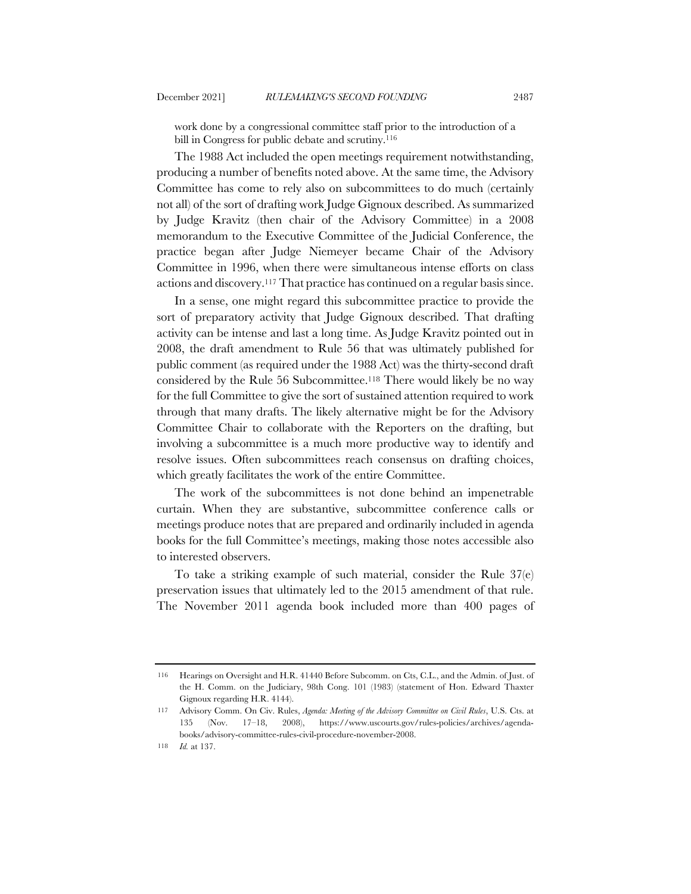work done by a congressional committee staff prior to the introduction of a bill in Congress for public debate and scrutiny.[116]

The 1988 Act included the open meetings requirement notwithstanding, producing a number of benefits noted above. At the same time, the Advisory Committee has come to rely also on subcommittees to do much (certainly not all) of the sort of drafting work Judge Gignoux described. As summarized by Judge Kravitz (then chair of the Advisory Committee) in a 2008 memorandum to the Executive Committee of the Judicial Conference, the practice began after Judge Niemeyer became Chair of the Advisory Committee in 1996, when there were simultaneous intense efforts on class actions and discovery.[117] That practice has continued on a regular basis since.

In a sense, one might regard this subcommittee practice to provide the sort of preparatory activity that Judge Gignoux described. That drafting activity can be intense and last a long time. As Judge Kravitz pointed out in 2008, the draft amendment to Rule 56 that was ultimately published for public comment (as required under the 1988 Act) was the thirty-second draft considered by the Rule 56 Subcommittee.[118] There would likely be no way for the full Committee to give the sort of sustained attention required to work through that many drafts. The likely alternative might be for the Advisory Committee Chair to collaborate with the Reporters on the drafting, but involving a subcommittee is a much more productive way to identify and resolve issues. Often subcommittees reach consensus on drafting choices, which greatly facilitates the work of the entire Committee.

The work of the subcommittees is not done behind an impenetrable curtain. When they are substantive, subcommittee conference calls or meetings produce notes that are prepared and ordinarily included in agenda books for the full Committee's meetings, making those notes accessible also to interested observers.

To take a striking example of such material, consider the Rule 37(e) preservation issues that ultimately led to the 2015 amendment of that rule. The November 2011 agenda book included more than 400 pages of

---

116 Hearings on Oversight and H.R. 41440 Before Subcomm. on Cts, C.L., and the Admin. of Just. of the H. Comm. on the Judiciary, 98th Cong. 101 (1983) (statement of Hon. Edward Thaxter Gignoux regarding H.R. 4144).

117 Advisory Comm. On Civ. Rules, *Agenda: Meeting of the Advisory Committee on Civil Rules*, U.S. Cts. at 135 (Nov. 17–18, 2008), https://www.uscourts.gov/rules-policies/archives/agenda-books/advisory-committee-rules-civil-procedure-november-2008.

118 *Id.* at 137.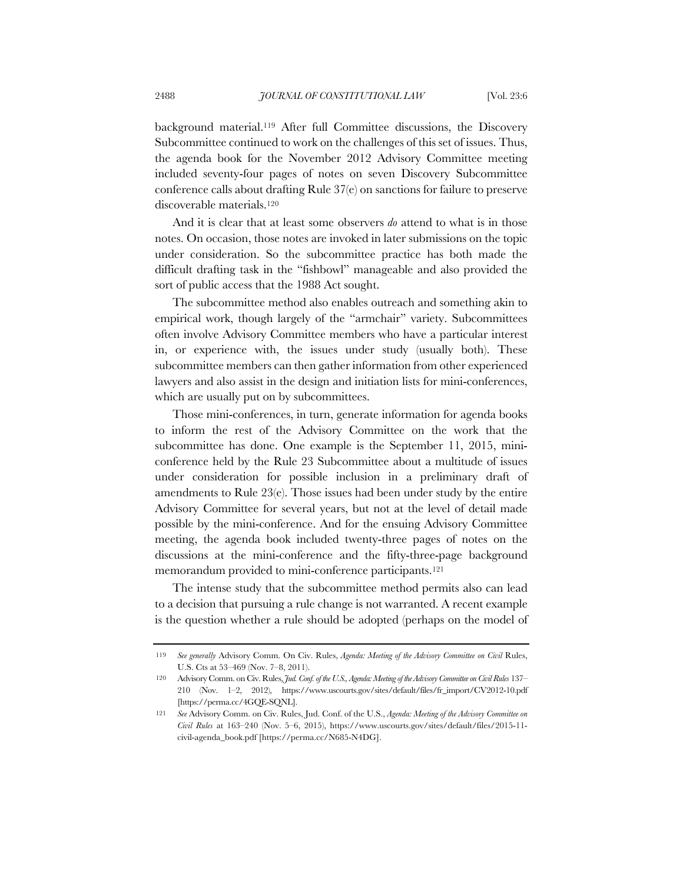background material.[119] After full Committee discussions, the Discovery Subcommittee continued to work on the challenges of this set of issues. Thus, the agenda book for the November 2012 Advisory Committee meeting included seventy-four pages of notes on seven Discovery Subcommittee conference calls about drafting Rule 37(e) on sanctions for failure to preserve discoverable materials.[120]

And it is clear that at least some observers *do* attend to what is in those notes. On occasion, those notes are invoked in later submissions on the topic under consideration. So the subcommittee practice has both made the difficult drafting task in the "fishbowl" manageable and also provided the sort of public access that the 1988 Act sought.

The subcommittee method also enables outreach and something akin to empirical work, though largely of the "armchair" variety. Subcommittees often involve Advisory Committee members who have a particular interest in, or experience with, the issues under study (usually both). These subcommittee members can then gather information from other experienced lawyers and also assist in the design and initiation lists for mini-conferences, which are usually put on by subcommittees.

Those mini-conferences, in turn, generate information for agenda books to inform the rest of the Advisory Committee on the work that the subcommittee has done. One example is the September 11, 2015, mini-conference held by the Rule 23 Subcommittee about a multitude of issues under consideration for possible inclusion in a preliminary draft of amendments to Rule 23(e). Those issues had been under study by the entire Advisory Committee for several years, but not at the level of detail made possible by the mini-conference. And for the ensuing Advisory Committee meeting, the agenda book included twenty-three pages of notes on the discussions at the mini-conference and the fifty-three-page background memorandum provided to mini-conference participants.[121]

The intense study that the subcommittee method permits also can lead to a decision that pursuing a rule change is not warranted. A recent example is the question whether a rule should be adopted (perhaps on the model of

---

119 *See generally* Advisory Comm. On Civ. Rules, *Agenda: Meeting of the Advisory Committee on Civil* Rules, U.S. Cts at 53–469 (Nov. 7–8, 2011).

120 Advisory Comm. on Civ. Rules, *Jud. Conf. of the U.S.*, *Agenda: Meeting of the Advisory Committee on Civil Rules* 137–210 (Nov. 1–2, 2012), https://www.uscourts.gov/sites/default/files/fr_import/CV2012-10.pdf [https://perma.cc/4GQE-SQNL].

121 *See* Advisory Comm. on Civ. Rules, Jud. Conf. of the U.S., *Agenda: Meeting of the Advisory Committee on Civil Rules* at 163–240 (Nov. 5–6, 2015), https://www.uscourts.gov/sites/default/files/2015-11-civil-agenda_book.pdf [https://perma.cc/N685-N4DG].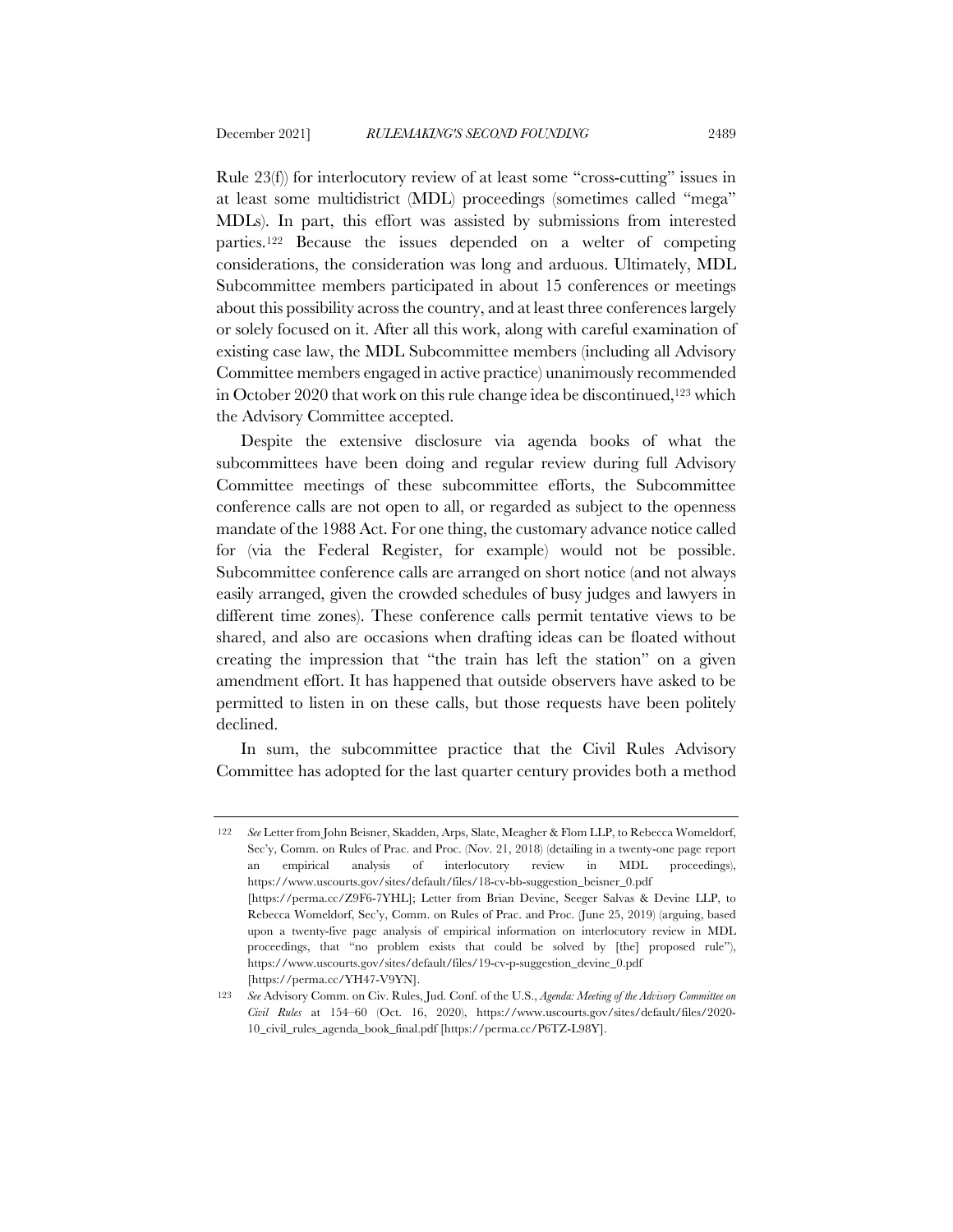Rule 23(f)) for interlocutory review of at least some "cross-cutting" issues in at least some multidistrict (MDL) proceedings (sometimes called "mega" MDLs). In part, this effort was assisted by submissions from interested parties.[122] Because the issues depended on a welter of competing considerations, the consideration was long and arduous. Ultimately, MDL Subcommittee members participated in about 15 conferences or meetings about this possibility across the country, and at least three conferences largely or solely focused on it. After all this work, along with careful examination of existing case law, the MDL Subcommittee members (including all Advisory Committee members engaged in active practice) unanimously recommended in October 2020 that work on this rule change idea be discontinued,[123] which the Advisory Committee accepted.

Despite the extensive disclosure via agenda books of what the subcommittees have been doing and regular review during full Advisory Committee meetings of these subcommittee efforts, the Subcommittee conference calls are not open to all, or regarded as subject to the openness mandate of the 1988 Act. For one thing, the customary advance notice called for (via the Federal Register, for example) would not be possible. Subcommittee conference calls are arranged on short notice (and not always easily arranged, given the crowded schedules of busy judges and lawyers in different time zones). These conference calls permit tentative views to be shared, and also are occasions when drafting ideas can be floated without creating the impression that "the train has left the station" on a given amendment effort. It has happened that outside observers have asked to be permitted to listen in on these calls, but those requests have been politely declined.

In sum, the subcommittee practice that the Civil Rules Advisory Committee has adopted for the last quarter century provides both a method

---

122 *See* Letter from John Beisner, Skadden, Arps, Slate, Meagher & Flom LLP, to Rebecca Womeldorf, Sec'y, Comm. on Rules of Prac. and Proc. (Nov. 21, 2018) (detailing in a twenty-one page report an empirical analysis of interlocutory review in MDL proceedings), https://www.uscourts.gov/sites/default/files/18-cv-bb-suggestion_beisner_0.pdf [https://perma.cc/Z9F6-7YHL]; Letter from Brian Devine, Seeger Salvas & Devine LLP, to Rebecca Womeldorf, Sec'y, Comm. on Rules of Prac. and Proc. (June 25, 2019) (arguing, based upon a twenty-five page analysis of empirical information on interlocutory review in MDL proceedings, that "no problem exists that could be solved by [the] proposed rule"), https://www.uscourts.gov/sites/default/files/19-cv-p-suggestion_devine_0.pdf [https://perma.cc/YH47-V9YN].

123 *See* Advisory Comm. on Civ. Rules, Jud. Conf. of the U.S., *Agenda: Meeting of the Advisory Committee on Civil Rules* at 154–60 (Oct. 16, 2020), https://www.uscourts.gov/sites/default/files/2020-10_civil_rules_agenda_book_final.pdf [https://perma.cc/P6TZ-L98Y].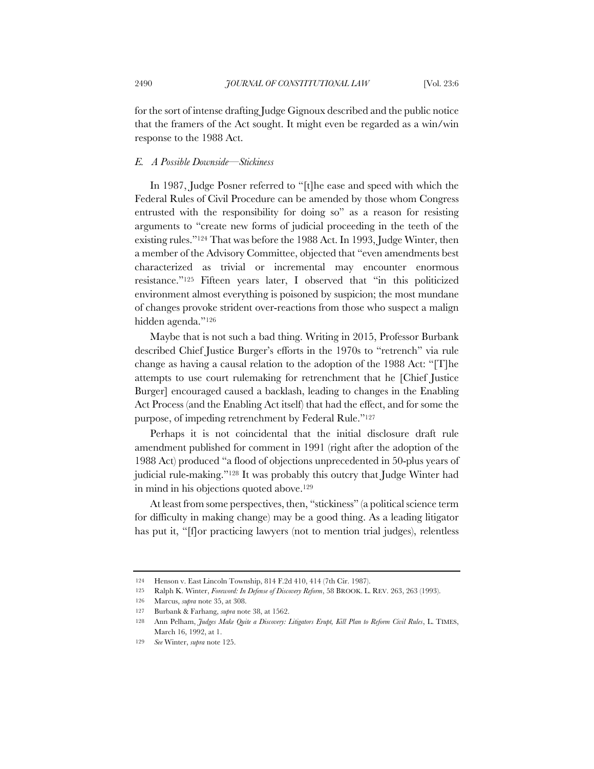for the sort of intense drafting Judge Gignoux described and the public notice that the framers of the Act sought. It might even be regarded as a win/win response to the 1988 Act.

### *E. A Possible Downside—Stickiness*

In 1987, Judge Posner referred to "[t]he ease and speed with which the Federal Rules of Civil Procedure can be amended by those whom Congress entrusted with the responsibility for doing so" as a reason for resisting arguments to "create new forms of judicial proceeding in the teeth of the existing rules."[124] That was before the 1988 Act. In 1993, Judge Winter, then a member of the Advisory Committee, objected that "even amendments best characterized as trivial or incremental may encounter enormous resistance."[125] Fifteen years later, I observed that "in this politicized environment almost everything is poisoned by suspicion; the most mundane of changes provoke strident over-reactions from those who suspect a malign hidden agenda."[126]

Maybe that is not such a bad thing. Writing in 2015, Professor Burbank described Chief Justice Burger's efforts in the 1970s to "retrench" via rule change as having a causal relation to the adoption of the 1988 Act: "[T]he attempts to use court rulemaking for retrenchment that he [Chief Justice Burger] encouraged caused a backlash, leading to changes in the Enabling Act Process (and the Enabling Act itself) that had the effect, and for some the purpose, of impeding retrenchment by Federal Rule."[127]

Perhaps it is not coincidental that the initial disclosure draft rule amendment published for comment in 1991 (right after the adoption of the 1988 Act) produced "a flood of objections unprecedented in 50-plus years of judicial rule-making."[128] It was probably this outcry that Judge Winter had in mind in his objections quoted above.[129]

At least from some perspectives, then, "stickiness" (a political science term for difficulty in making change) may be a good thing. As a leading litigator has put it, "[f]or practicing lawyers (not to mention trial judges), relentless

---

124 Henson v. East Lincoln Township, 814 F.2d 410, 414 (7th Cir. 1987).

125 Ralph K. Winter, *Foreword: In Defense of Discovery Reform*, 58 BROOK. L. REV. 263, 263 (1993).

126 Marcus, *supra* note 35, at 308.

127 Burbank & Farhang, *supra* note 38, at 1562.

128 Ann Pelham, *Judges Make Quite a Discovery: Litigators Erupt, Kill Plan to Reform Civil Rules*, L. TIMES, March 16, 1992, at 1.

129 *See* Winter, *supra* note 125.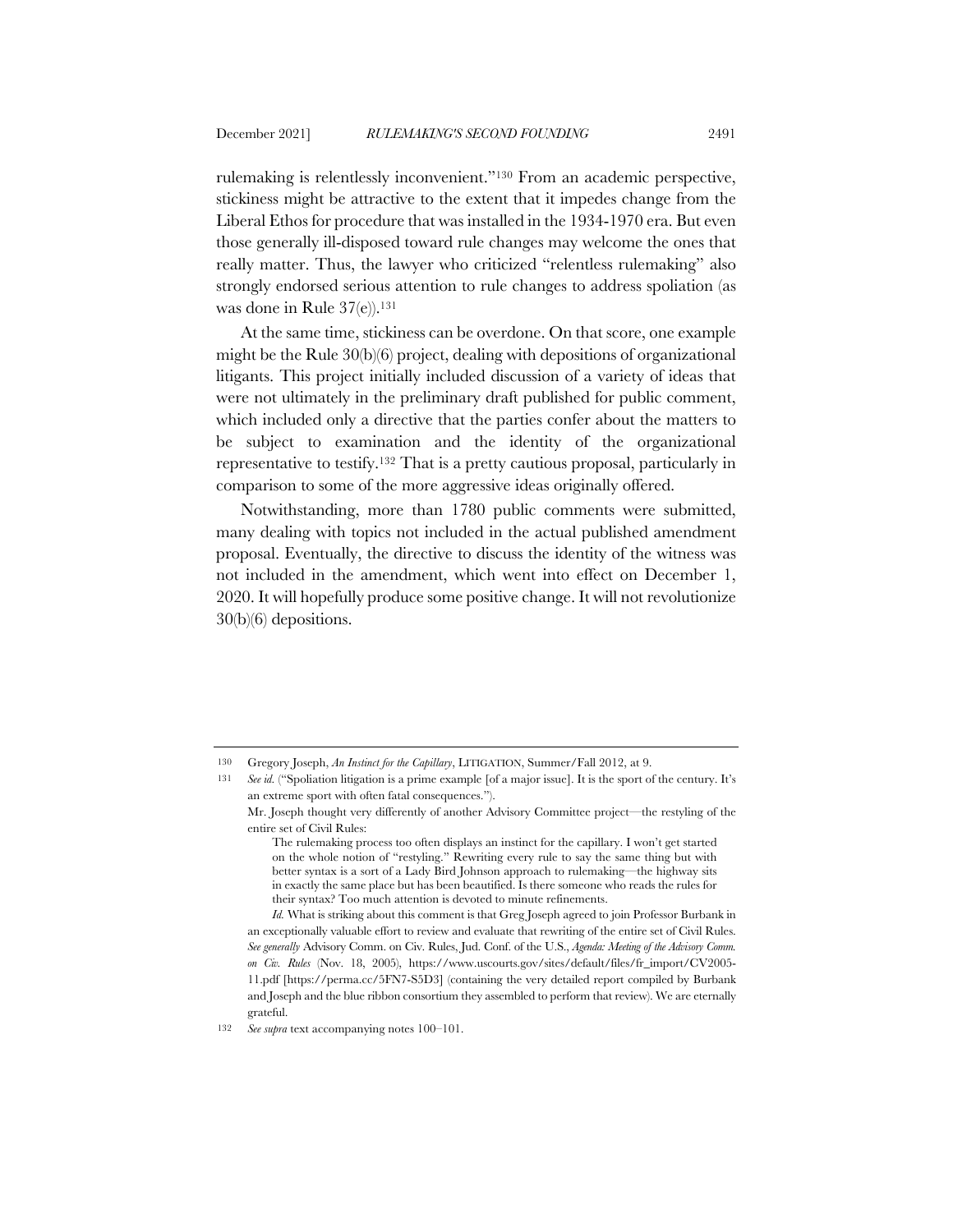rulemaking is relentlessly inconvenient."[130] From an academic perspective, stickiness might be attractive to the extent that it impedes change from the Liberal Ethos for procedure that was installed in the 1934-1970 era. But even those generally ill-disposed toward rule changes may welcome the ones that really matter. Thus, the lawyer who criticized "relentless rulemaking" also strongly endorsed serious attention to rule changes to address spoliation (as was done in Rule 37(e)).[131]

At the same time, stickiness can be overdone. On that score, one example might be the Rule 30(b)(6) project, dealing with depositions of organizational litigants. This project initially included discussion of a variety of ideas that were not ultimately in the preliminary draft published for public comment, which included only a directive that the parties confer about the matters to be subject to examination and the identity of the organizational representative to testify.[132] That is a pretty cautious proposal, particularly in comparison to some of the more aggressive ideas originally offered.

Notwithstanding, more than 1780 public comments were submitted, many dealing with topics not included in the actual published amendment proposal. Eventually, the directive to discuss the identity of the witness was not included in the amendment, which went into effect on December 1, 2020. It will hopefully produce some positive change. It will not revolutionize 30(b)(6) depositions.

---

130 Gregory Joseph, *An Instinct for the Capillary*, LITIGATION, Summer/Fall 2012, at 9.

131 *See id.* ("Spoliation litigation is a prime example [of a major issue]. It is the sport of the century. It's an extreme sport with often fatal consequences.").

Mr. Joseph thought very differently of another Advisory Committee project—the restyling of the entire set of Civil Rules:

> The rulemaking process too often displays an instinct for the capillary. I won't get started on the whole notion of "restyling." Rewriting every rule to say the same thing but with better syntax is a sort of a Lady Bird Johnson approach to rulemaking—the highway sits in exactly the same place but has been beautified. Is there someone who reads the rules for their syntax? Too much attention is devoted to minute refinements.

*Id.* What is striking about this comment is that Greg Joseph agreed to join Professor Burbank in an exceptionally valuable effort to review and evaluate that rewriting of the entire set of Civil Rules. *See generally* Advisory Comm. on Civ. Rules, Jud. Conf. of the U.S., *Agenda: Meeting of the Advisory Comm. on Civ. Rules* (Nov. 18, 2005), https://www.uscourts.gov/sites/default/files/fr_import/CV2005-11.pdf [https://perma.cc/5FN7-S5D3] (containing the very detailed report compiled by Burbank and Joseph and the blue ribbon consortium they assembled to perform that review). We are eternally grateful.

132 *See supra* text accompanying notes 100–101.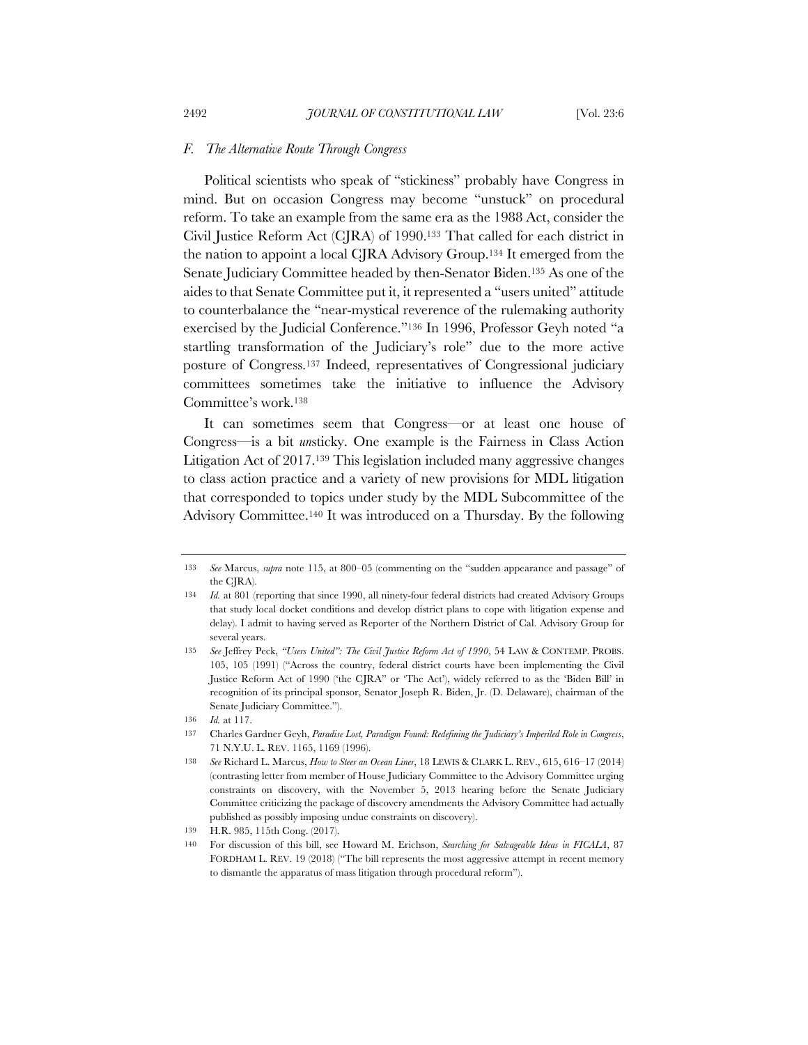### *F. The Alternative Route Through Congress*

Political scientists who speak of "stickiness" probably have Congress in mind. But on occasion Congress may become "unstuck" on procedural reform. To take an example from the same era as the 1988 Act, consider the Civil Justice Reform Act (CJRA) of 1990.[133] That called for each district in the nation to appoint a local CJRA Advisory Group.[134] It emerged from the Senate Judiciary Committee headed by then-Senator Biden.[135] As one of the aides to that Senate Committee put it, it represented a "users united" attitude to counterbalance the "near-mystical reverence of the rulemaking authority exercised by the Judicial Conference."[136] In 1996, Professor Geyh noted "a startling transformation of the Judiciary's role" due to the more active posture of Congress.[137] Indeed, representatives of Congressional judiciary committees sometimes take the initiative to influence the Advisory Committee's work.[138]

It can sometimes seem that Congress—or at least one house of Congress—is a bit *un*sticky. One example is the Fairness in Class Action Litigation Act of 2017.[139] This legislation included many aggressive changes to class action practice and a variety of new provisions for MDL litigation that corresponded to topics under study by the MDL Subcommittee of the Advisory Committee.[140] It was introduced on a Thursday. By the following

---

133 *See* Marcus, *supra* note 115, at 800–05 (commenting on the "sudden appearance and passage" of the CJRA).

134 *Id.* at 801 (reporting that since 1990, all ninety-four federal districts had created Advisory Groups that study local docket conditions and develop district plans to cope with litigation expense and delay). I admit to having served as Reporter of the Northern District of Cal. Advisory Group for several years.

135 *See* Jeffrey Peck, *"Users United": The Civil Justice Reform Act of 1990*, 54 LAW & CONTEMP. PROBS. 105, 105 (1991) ("Across the country, federal district courts have been implementing the Civil Justice Reform Act of 1990 ('the CJRA" or 'The Act'), widely referred to as the 'Biden Bill' in recognition of its principal sponsor, Senator Joseph R. Biden, Jr. (D. Delaware), chairman of the Senate Judiciary Committee.").

136 *Id.* at 117.

137 Charles Gardner Geyh, *Paradise Lost, Paradigm Found: Redefining the Judiciary's Imperiled Role in Congress*, 71 N.Y.U. L. REV. 1165, 1169 (1996).

138 *See* Richard L. Marcus, *How to Steer an Ocean Liner*, 18 LEWIS & CLARK L. REV., 615, 616–17 (2014) (contrasting letter from member of House Judiciary Committee to the Advisory Committee urging constraints on discovery, with the November 5, 2013 hearing before the Senate Judiciary Committee criticizing the package of discovery amendments the Advisory Committee had actually published as possibly imposing undue constraints on discovery).

139 H.R. 985, 115th Cong. (2017).

140 For discussion of this bill, see Howard M. Erichson, *Searching for Salvageable Ideas in FICALA*, 87 FORDHAM L. REV. 19 (2018) ("The bill represents the most aggressive attempt in recent memory to dismantle the apparatus of mass litigation through procedural reform").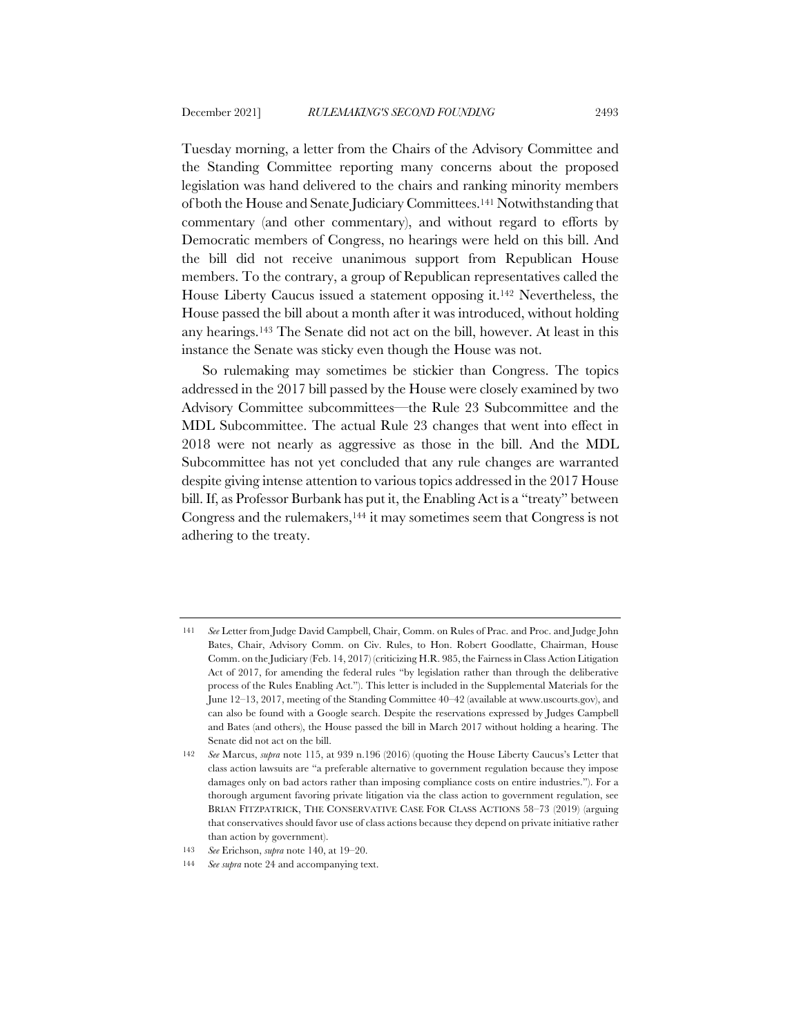Tuesday morning, a letter from the Chairs of the Advisory Committee and the Standing Committee reporting many concerns about the proposed legislation was hand delivered to the chairs and ranking minority members of both the House and Senate Judiciary Committees.[141] Notwithstanding that commentary (and other commentary), and without regard to efforts by Democratic members of Congress, no hearings were held on this bill. And the bill did not receive unanimous support from Republican House members. To the contrary, a group of Republican representatives called the House Liberty Caucus issued a statement opposing it.[142] Nevertheless, the House passed the bill about a month after it was introduced, without holding any hearings.[143] The Senate did not act on the bill, however. At least in this instance the Senate was sticky even though the House was not.

So rulemaking may sometimes be stickier than Congress. The topics addressed in the 2017 bill passed by the House were closely examined by two Advisory Committee subcommittees—the Rule 23 Subcommittee and the MDL Subcommittee. The actual Rule 23 changes that went into effect in 2018 were not nearly as aggressive as those in the bill. And the MDL Subcommittee has not yet concluded that any rule changes are warranted despite giving intense attention to various topics addressed in the 2017 House bill. If, as Professor Burbank has put it, the Enabling Act is a "treaty" between Congress and the rulemakers,[144] it may sometimes seem that Congress is not adhering to the treaty.

---

141 *See* Letter from Judge David Campbell, Chair, Comm. on Rules of Prac. and Proc. and Judge John Bates, Chair, Advisory Comm. on Civ. Rules, to Hon. Robert Goodlatte, Chairman, House Comm. on the Judiciary (Feb. 14, 2017) (criticizing H.R. 985, the Fairness in Class Action Litigation Act of 2017, for amending the federal rules "by legislation rather than through the deliberative process of the Rules Enabling Act."). This letter is included in the Supplemental Materials for the June 12–13, 2017, meeting of the Standing Committee 40–42 (available at www.uscourts.gov), and can also be found with a Google search. Despite the reservations expressed by Judges Campbell and Bates (and others), the House passed the bill in March 2017 without holding a hearing. The Senate did not act on the bill.

142 *See* Marcus, *supra* note 115, at 939 n.196 (2016) (quoting the House Liberty Caucus's Letter that class action lawsuits are "a preferable alternative to government regulation because they impose damages only on bad actors rather than imposing compliance costs on entire industries."). For a thorough argument favoring private litigation via the class action to government regulation, see BRIAN FITZPATRICK, THE CONSERVATIVE CASE FOR CLASS ACTIONS 58–73 (2019) (arguing that conservatives should favor use of class actions because they depend on private initiative rather than action by government).

143 *See* Erichson, *supra* note 140, at 19–20.

144 *See supra* note 24 and accompanying text.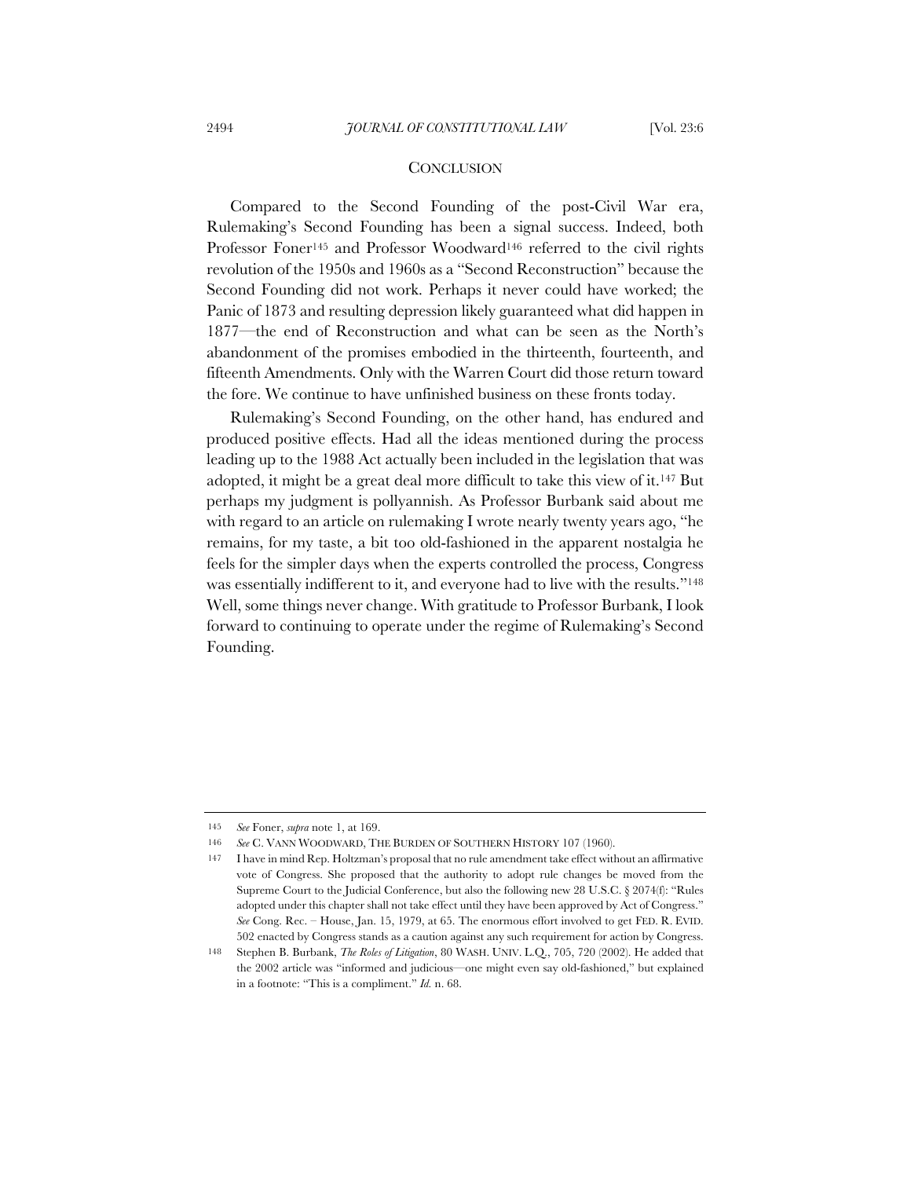## CONCLUSION

Compared to the Second Founding of the post-Civil War era, Rulemaking's Second Founding has been a signal success. Indeed, both Professor Foner[145] and Professor Woodward[146] referred to the civil rights revolution of the 1950s and 1960s as a "Second Reconstruction" because the Second Founding did not work. Perhaps it never could have worked; the Panic of 1873 and resulting depression likely guaranteed what did happen in 1877—the end of Reconstruction and what can be seen as the North's abandonment of the promises embodied in the thirteenth, fourteenth, and fifteenth Amendments. Only with the Warren Court did those return toward the fore. We continue to have unfinished business on these fronts today.

Rulemaking's Second Founding, on the other hand, has endured and produced positive effects. Had all the ideas mentioned during the process leading up to the 1988 Act actually been included in the legislation that was adopted, it might be a great deal more difficult to take this view of it.[147] But perhaps my judgment is pollyannish. As Professor Burbank said about me with regard to an article on rulemaking I wrote nearly twenty years ago, "he remains, for my taste, a bit too old-fashioned in the apparent nostalgia he feels for the simpler days when the experts controlled the process, Congress was essentially indifferent to it, and everyone had to live with the results."[148] Well, some things never change. With gratitude to Professor Burbank, I look forward to continuing to operate under the regime of Rulemaking's Second Founding.

---

145 *See* Foner, *supra* note 1, at 169.

146 *See* C. VANN WOODWARD, THE BURDEN OF SOUTHERN HISTORY 107 (1960).

147 I have in mind Rep. Holtzman's proposal that no rule amendment take effect without an affirmative vote of Congress. She proposed that the authority to adopt rule changes be moved from the Supreme Court to the Judicial Conference, but also the following new 28 U.S.C. § 2074(f): "Rules adopted under this chapter shall not take effect until they have been approved by Act of Congress." *See* Cong. Rec. – House, Jan. 15, 1979, at 65. The enormous effort involved to get FED. R. EVID. 502 enacted by Congress stands as a caution against any such requirement for action by Congress.

148 Stephen B. Burbank, *The Roles of Litigation*, 80 WASH. UNIV. L.Q., 705, 720 (2002). He added that the 2002 article was "informed and judicious—one might even say old-fashioned," but explained in a footnote: "This is a compliment." *Id.* n. 68.